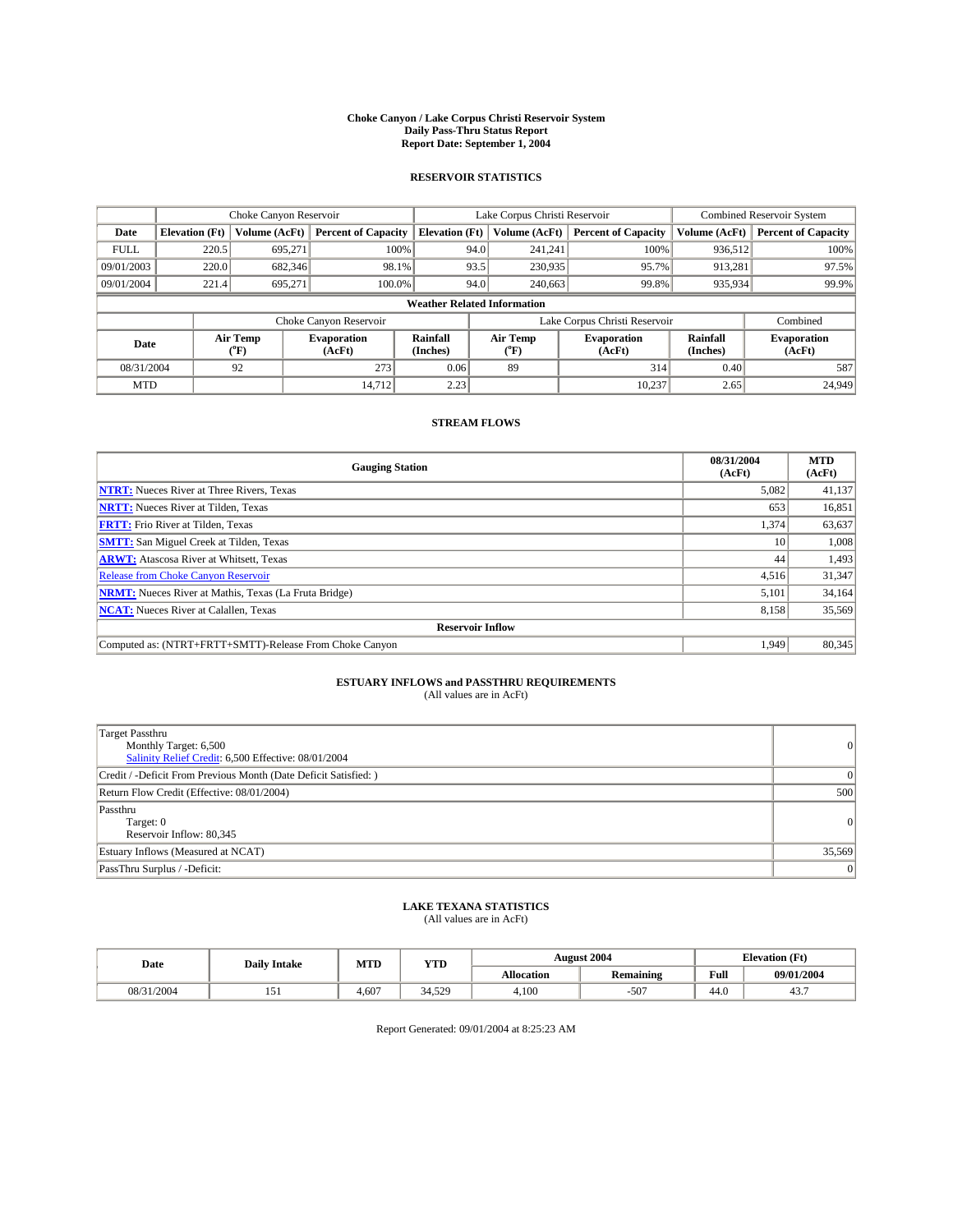# Choke Canyon / Lake Corpus Christi Reservoir System
## Daily Pass-Thru Status Report
### Report Date: September 1, 2004

## RESERVOIR STATISTICS

| | Choke Canyon Reservoir | | | Lake Corpus Christi Reservoir | | | Combined Reservoir System | |
|---|---|---|---|---|---|---|---|---|
| Date | Elevation (Ft) | Volume (AcFt) | Percent of Capacity | Elevation (Ft) | Volume (AcFt) | Percent of Capacity | Volume (AcFt) | Percent of Capacity |
| FULL | 220.5 | 695,271 | 100% | 94.0 | 241,241 | 100% | 936,512 | 100% |
| 09/01/2003 | 220.0 | 682,346 | 98.1% | 93.5 | 230,935 | 95.7% | 913,281 | 97.5% |
| 09/01/2004 | 221.4 | 695,271 | 100.0% | 94.0 | 240,663 | 99.8% | 935,934 | 99.9% |

**Weather Related Information**

| | Choke Canyon Reservoir | | | Lake Corpus Christi Reservoir | | | Combined |
|---|---|---|---|---|---|---|---|
| Date | Air Temp (°F) | Evaporation (AcFt) | Rainfall (Inches) | Air Temp (°F) | Evaporation (AcFt) | Rainfall (Inches) | Evaporation (AcFt) |
| 08/31/2004 | 92 | 273 | 0.06 | 89 | 314 | 0.40 | 587 |
| MTD | | 14,712 | 2.23 | | 10,237 | 2.65 | 24,949 |

## STREAM FLOWS

| Gauging Station | 08/31/2004 (AcFt) | MTD (AcFt) |
|---|---|---|
| NTRT: Nueces River at Three Rivers, Texas | 5,082 | 41,137 |
| NRTT: Nueces River at Tilden, Texas | 653 | 16,851 |
| FRTT: Frio River at Tilden, Texas | 1,374 | 63,637 |
| SMTT: San Miguel Creek at Tilden, Texas | 10 | 1,008 |
| ARWT: Atascosa River at Whitsett, Texas | 44 | 1,493 |
| Release from Choke Canyon Reservoir | 4,516 | 31,347 |
| NRMT: Nueces River at Mathis, Texas (La Fruta Bridge) | 5,101 | 34,164 |
| NCAT: Nueces River at Calallen, Texas | 8,158 | 35,569 |
| **Reservoir Inflow** | | |
| Computed as: (NTRT+FRTT+SMTT)-Release From Choke Canyon | 1,949 | 80,345 |

## ESTUARY INFLOWS and PASSTHRU REQUIREMENTS
(All values are in AcFt)

| | |
|---|---|
| Target Passthru<br>Monthly Target: 6,500<br>Salinity Relief Credit: 6,500 Effective: 08/01/2004 | 0 |
| Credit / -Deficit From Previous Month (Date Deficit Satisfied: ) | 0 |
| Return Flow Credit (Effective: 08/01/2004) | 500 |
| Passthru<br>Target: 0<br>Reservoir Inflow: 80,345 | 0 |
| Estuary Inflows (Measured at NCAT) | 35,569 |
| PassThru Surplus / -Deficit: | 0 |

## LAKE TEXANA STATISTICS
(All values are in AcFt)

| Date | Daily Intake | MTD | YTD | August 2004 | | Elevation (Ft) | |
|---|---|---|---|---|---|---|---|
| | | | | Allocation | Remaining | Full | 09/01/2004 |
| 08/31/2004 | 151 | 4,607 | 34,529 | 4,100 | -507 | 44.0 | 43.7 |

Report Generated: 09/01/2004 at 8:25:23 AM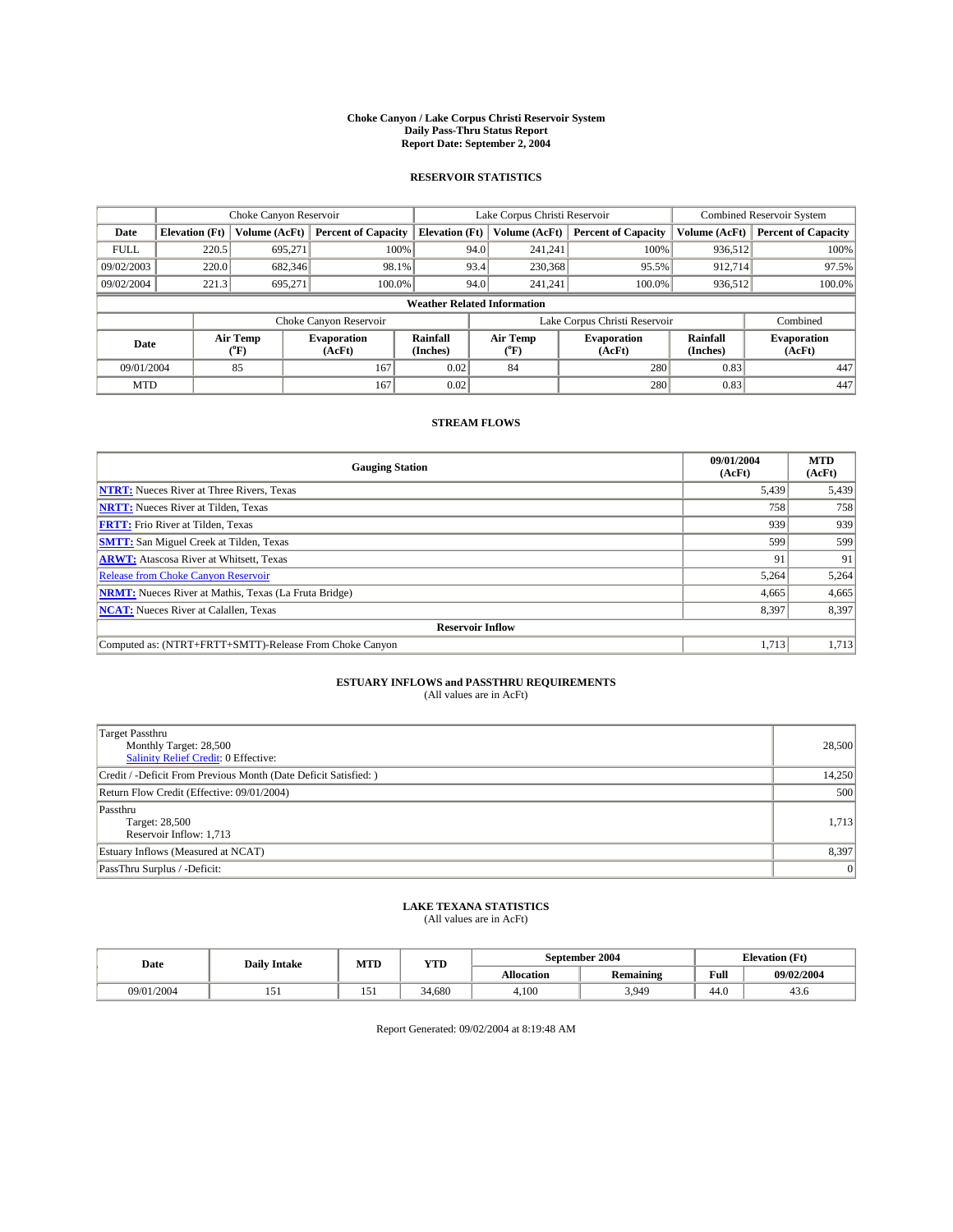# Choke Canyon / Lake Corpus Christi Reservoir System
## Daily Pass-Thru Status Report
### Report Date: September 2, 2004

## RESERVOIR STATISTICS

| | Choke Canyon Reservoir | | | Lake Corpus Christi Reservoir | | | Combined Reservoir System | |
|---|---|---|---|---|---|---|---|---|
| Date | Elevation (Ft) | Volume (AcFt) | Percent of Capacity | Elevation (Ft) | Volume (AcFt) | Percent of Capacity | Volume (AcFt) | Percent of Capacity |
| FULL | 220.5 | 695,271 | 100% | 94.0 | 241,241 | 100% | 936,512 | 100% |
| 09/02/2003 | 220.0 | 682,346 | 98.1% | 93.4 | 230,368 | 95.5% | 912,714 | 97.5% |
| 09/02/2004 | 221.3 | 695,271 | 100.0% | 94.0 | 241,241 | 100.0% | 936,512 | 100.0% |

**Weather Related Information**

| | Choke Canyon Reservoir | | | Lake Corpus Christi Reservoir | | | Combined |
|---|---|---|---|---|---|---|---|
| Date | Air Temp (°F) | Evaporation (AcFt) | Rainfall (Inches) | Air Temp (°F) | Evaporation (AcFt) | Rainfall (Inches) | Evaporation (AcFt) |
| 09/01/2004 | 85 | 167 | 0.02 | 84 | 280 | 0.83 | 447 |
| MTD | | 167 | 0.02 | | 280 | 0.83 | 447 |

## STREAM FLOWS

| Gauging Station | 09/01/2004 (AcFt) | MTD (AcFt) |
|---|---|---|
| **NTRT:** Nueces River at Three Rivers, Texas | 5,439 | 5,439 |
| **NRTT:** Nueces River at Tilden, Texas | 758 | 758 |
| **FRTT:** Frio River at Tilden, Texas | 939 | 939 |
| **SMTT:** San Miguel Creek at Tilden, Texas | 599 | 599 |
| **ARWT:** Atascosa River at Whitsett, Texas | 91 | 91 |
| Release from Choke Canyon Reservoir | 5,264 | 5,264 |
| **NRMT:** Nueces River at Mathis, Texas (La Fruta Bridge) | 4,665 | 4,665 |
| **NCAT:** Nueces River at Calallen, Texas | 8,397 | 8,397 |
| **Reservoir Inflow** | | |
| Computed as: (NTRT+FRTT+SMTT)-Release From Choke Canyon | 1,713 | 1,713 |

## ESTUARY INFLOWS and PASSTHRU REQUIREMENTS
(All values are in AcFt)

| | |
|---|---|
| Target Passthru<br>Monthly Target: 28,500<br>Salinity Relief Credit: 0 Effective: | 28,500 |
| Credit / -Deficit From Previous Month (Date Deficit Satisfied: ) | 14,250 |
| Return Flow Credit (Effective: 09/01/2004) | 500 |
| Passthru<br>Target: 28,500<br>Reservoir Inflow: 1,713 | 1,713 |
| Estuary Inflows (Measured at NCAT) | 8,397 |
| PassThru Surplus / -Deficit: | 0 |

## LAKE TEXANA STATISTICS
(All values are in AcFt)

| Date | Daily Intake | MTD | YTD | September 2004 | | Elevation (Ft) | |
|---|---|---|---|---|---|---|---|
| | | | | Allocation | Remaining | Full | 09/02/2004 |
| 09/01/2004 | 151 | 151 | 34,680 | 4,100 | 3,949 | 44.0 | 43.6 |

Report Generated: 09/02/2004 at 8:19:48 AM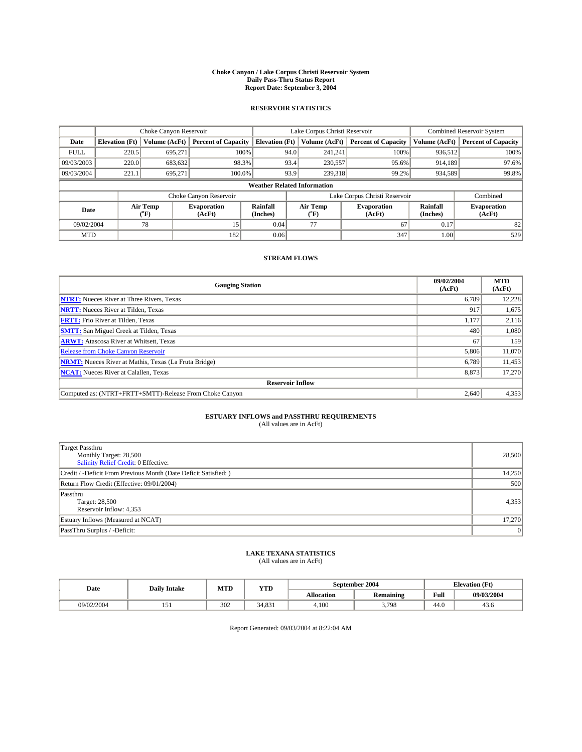# Choke Canyon / Lake Corpus Christi Reservoir System
# Daily Pass-Thru Status Report
# Report Date: September 3, 2004

## RESERVOIR STATISTICS

| | Choke Canyon Reservoir | | | Lake Corpus Christi Reservoir | | | Combined Reservoir System | |
|---|---|---|---|---|---|---|---|---|
| Date | Elevation (Ft) | Volume (AcFt) | Percent of Capacity | Elevation (Ft) | Volume (AcFt) | Percent of Capacity | Volume (AcFt) | Percent of Capacity |
| FULL | 220.5 | 695,271 | 100% | 94.0 | 241,241 | 100% | 936,512 | 100% |
| 09/03/2003 | 220.0 | 683,632 | 98.3% | 93.4 | 230,557 | 95.6% | 914,189 | 97.6% |
| 09/03/2004 | 221.1 | 695,271 | 100.0% | 93.9 | 239,318 | 99.2% | 934,589 | 99.8% |

### Weather Related Information

| | Choke Canyon Reservoir | | | Lake Corpus Christi Reservoir | | | Combined |
|---|---|---|---|---|---|---|---|
| Date | Air Temp (°F) | Evaporation (AcFt) | Rainfall (Inches) | Air Temp (°F) | Evaporation (AcFt) | Rainfall (Inches) | Evaporation (AcFt) |
| 09/02/2004 | 78 | 15 | 0.04 | 77 | 67 | 0.17 | 82 |
| MTD | | 182 | 0.06 | | 347 | 1.00 | 529 |

## STREAM FLOWS

| Gauging Station | 09/02/2004 (AcFt) | MTD (AcFt) |
|---|---|---|
| NTRT: Nueces River at Three Rivers, Texas | 6,789 | 12,228 |
| NRTT: Nueces River at Tilden, Texas | 917 | 1,675 |
| FRTT: Frio River at Tilden, Texas | 1,177 | 2,116 |
| SMTT: San Miguel Creek at Tilden, Texas | 480 | 1,080 |
| ARWT: Atascosa River at Whitsett, Texas | 67 | 159 |
| Release from Choke Canyon Reservoir | 5,806 | 11,070 |
| NRMT: Nueces River at Mathis, Texas (La Fruta Bridge) | 6,789 | 11,453 |
| NCAT: Nueces River at Calallen, Texas | 8,873 | 17,270 |
| **Reservoir Inflow** | | |
| Computed as: (NTRT+FRTT+SMTT)-Release From Choke Canyon | 2,640 | 4,353 |

## ESTUARY INFLOWS and PASSTHRU REQUIREMENTS
(All values are in AcFt)

| | |
|---|---|
| Target Passthru<br>Monthly Target: 28,500<br>Salinity Relief Credit: 0 Effective: | 28,500 |
| Credit / -Deficit From Previous Month (Date Deficit Satisfied: ) | 14,250 |
| Return Flow Credit (Effective: 09/01/2004) | 500 |
| Passthru<br>Target: 28,500<br>Reservoir Inflow: 4,353 | 4,353 |
| Estuary Inflows (Measured at NCAT) | 17,270 |
| PassThru Surplus / -Deficit: | 0 |

## LAKE TEXANA STATISTICS
(All values are in AcFt)

| Date | Daily Intake | MTD | YTD | September 2004 | | Elevation (Ft) | |
|---|---|---|---|---|---|---|---|
| | | | | Allocation | Remaining | Full | 09/03/2004 |
| 09/02/2004 | 151 | 302 | 34,831 | 4,100 | 3,798 | 44.0 | 43.6 |

Report Generated: 09/03/2004 at 8:22:04 AM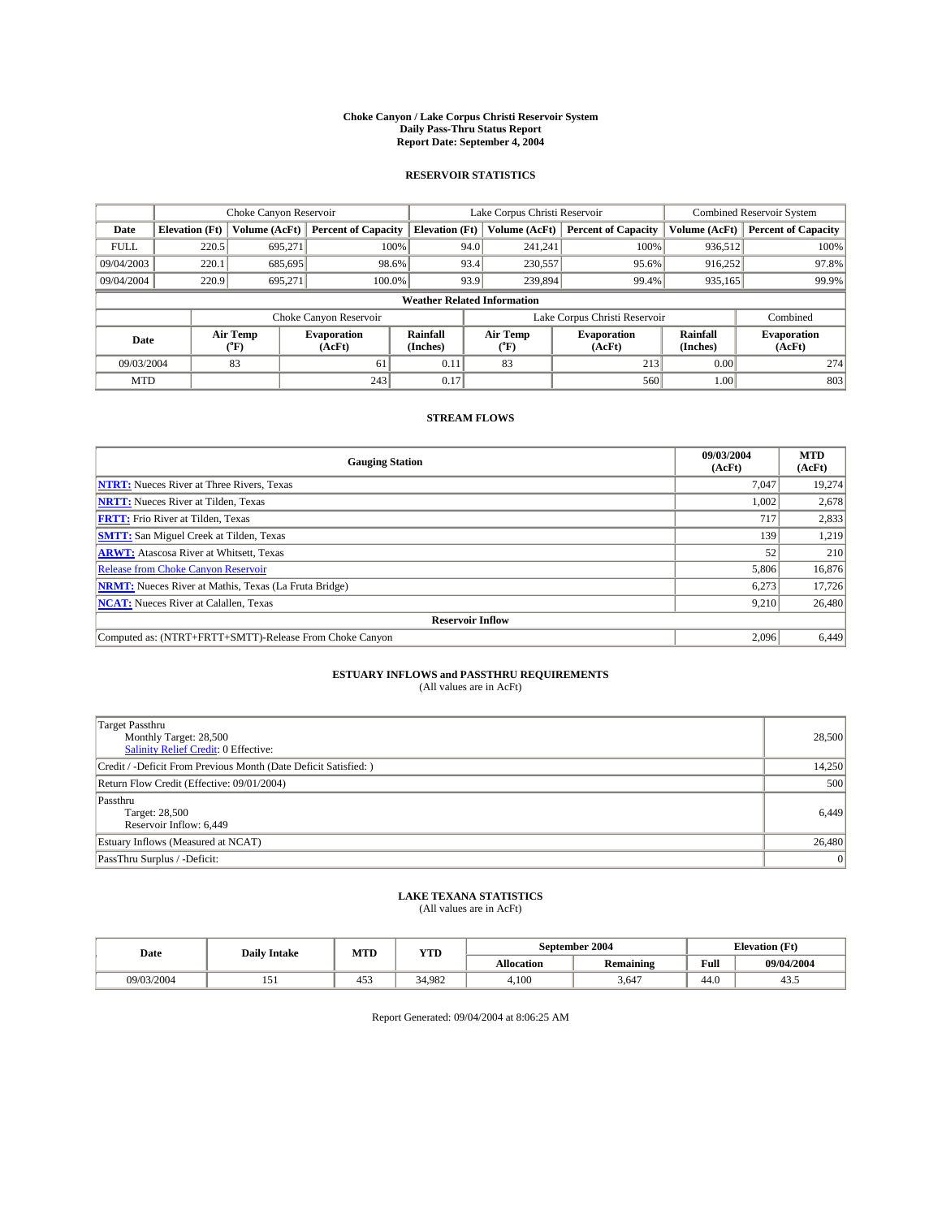# Choke Canyon / Lake Corpus Christi Reservoir System
## Daily Pass-Thru Status Report
### Report Date: September 4, 2004

## RESERVOIR STATISTICS

| | Choke Canyon Reservoir | | | Lake Corpus Christi Reservoir | | | Combined Reservoir System | |
|---|---|---|---|---|---|---|---|---|
| Date | Elevation (Ft) | Volume (AcFt) | Percent of Capacity | Elevation (Ft) | Volume (AcFt) | Percent of Capacity | Volume (AcFt) | Percent of Capacity |
| FULL | 220.5 | 695,271 | 100% | 94.0 | 241,241 | 100% | 936,512 | 100% |
| 09/04/2003 | 220.1 | 685,695 | 98.6% | 93.4 | 230,557 | 95.6% | 916,252 | 97.8% |
| 09/04/2004 | 220.9 | 695,271 | 100.0% | 93.9 | 239,894 | 99.4% | 935,165 | 99.9% |

**Weather Related Information**

| | Choke Canyon Reservoir | | | Lake Corpus Christi Reservoir | | | Combined |
|---|---|---|---|---|---|---|---|
| Date | Air Temp (°F) | Evaporation (AcFt) | Rainfall (Inches) | Air Temp (°F) | Evaporation (AcFt) | Rainfall (Inches) | Evaporation (AcFt) |
| 09/03/2004 | 83 | 61 | 0.11 | 83 | 213 | 0.00 | 274 |
| MTD | | 243 | 0.17 | | 560 | 1.00 | 803 |

## STREAM FLOWS

| Gauging Station | 09/03/2004 (AcFt) | MTD (AcFt) |
|---|---|---|
| **NTRT:** Nueces River at Three Rivers, Texas | 7,047 | 19,274 |
| **NRTT:** Nueces River at Tilden, Texas | 1,002 | 2,678 |
| **FRTT:** Frio River at Tilden, Texas | 717 | 2,833 |
| **SMTT:** San Miguel Creek at Tilden, Texas | 139 | 1,219 |
| **ARWT:** Atascosa River at Whitsett, Texas | 52 | 210 |
| Release from Choke Canyon Reservoir | 5,806 | 16,876 |
| **NRMT:** Nueces River at Mathis, Texas (La Fruta Bridge) | 6,273 | 17,726 |
| **NCAT:** Nueces River at Calallen, Texas | 9,210 | 26,480 |
| **Reservoir Inflow** | | |
| Computed as: (NTRT+FRTT+SMTT)-Release From Choke Canyon | 2,096 | 6,449 |

## ESTUARY INFLOWS and PASSTHRU REQUIREMENTS
(All values are in AcFt)

| | |
|---|---|
| Target Passthru<br>Monthly Target: 28,500<br>Salinity Relief Credit: 0 Effective: | 28,500 |
| Credit / -Deficit From Previous Month (Date Deficit Satisfied: ) | 14,250 |
| Return Flow Credit (Effective: 09/01/2004) | 500 |
| Passthru<br>Target: 28,500<br>Reservoir Inflow: 6,449 | 6,449 |
| Estuary Inflows (Measured at NCAT) | 26,480 |
| PassThru Surplus / -Deficit: | 0 |

## LAKE TEXANA STATISTICS
(All values are in AcFt)

| Date | Daily Intake | MTD | YTD | September 2004 | | Elevation (Ft) | |
|---|---|---|---|---|---|---|---|
| | | | | Allocation | Remaining | Full | 09/04/2004 |
| 09/03/2004 | 151 | 453 | 34,982 | 4,100 | 3,647 | 44.0 | 43.5 |

Report Generated: 09/04/2004 at 8:06:25 AM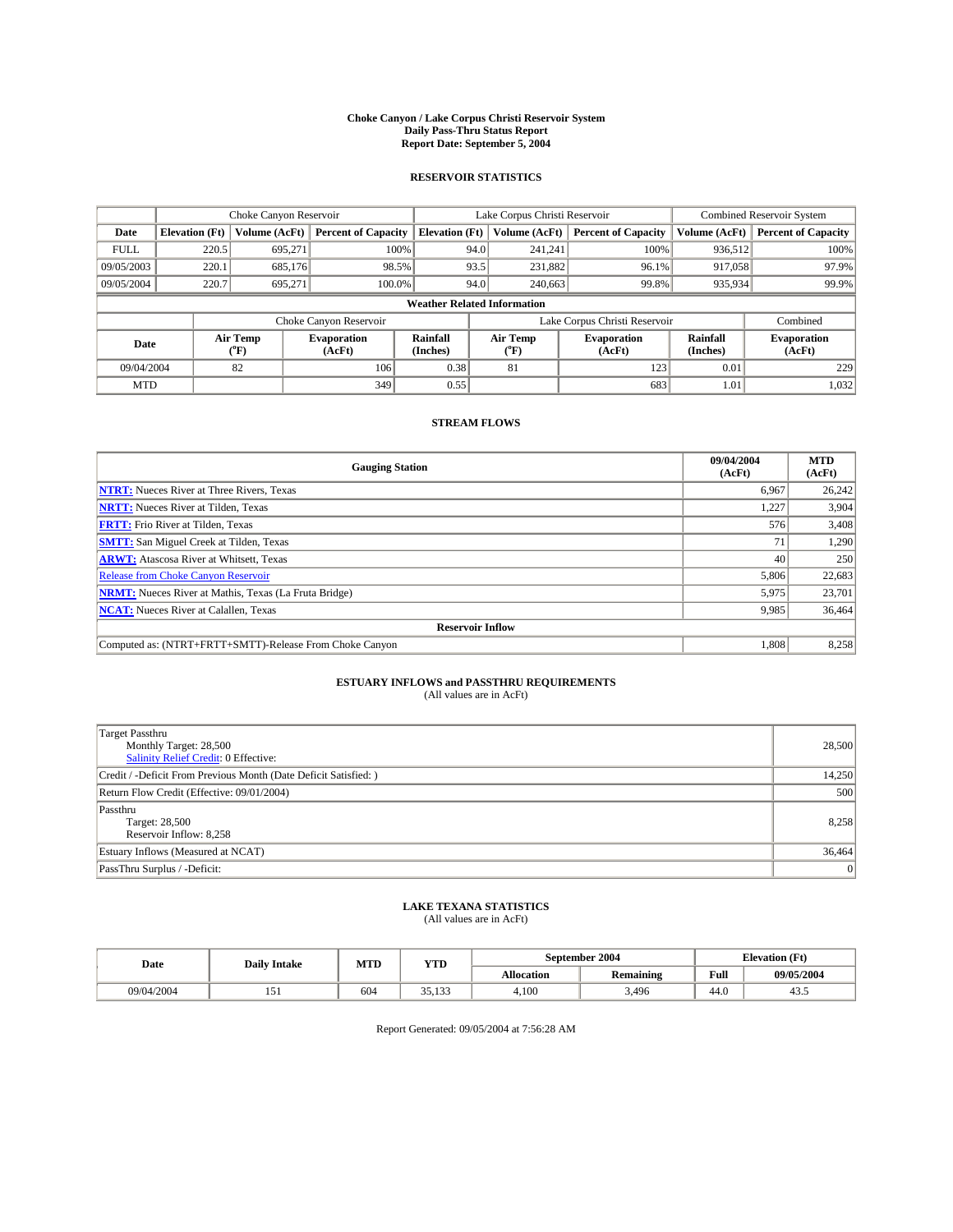# Choke Canyon / Lake Corpus Christi Reservoir System
## Daily Pass-Thru Status Report
## Report Date: September 5, 2004

### RESERVOIR STATISTICS

| | Choke Canyon Reservoir | | | Lake Corpus Christi Reservoir | | | Combined Reservoir System | |
|---|---|---|---|---|---|---|---|---|
| Date | Elevation (Ft) | Volume (AcFt) | Percent of Capacity | Elevation (Ft) | Volume (AcFt) | Percent of Capacity | Volume (AcFt) | Percent of Capacity |
| FULL | 220.5 | 695,271 | 100% | 94.0 | 241,241 | 100% | 936,512 | 100% |
| 09/05/2003 | 220.1 | 685,176 | 98.5% | 93.5 | 231,882 | 96.1% | 917,058 | 97.9% |
| 09/05/2004 | 220.7 | 695,271 | 100.0% | 94.0 | 240,663 | 99.8% | 935,934 | 99.9% |

**Weather Related Information**

| | Choke Canyon Reservoir | | | Lake Corpus Christi Reservoir | | | Combined |
|---|---|---|---|---|---|---|---|
| Date | Air Temp (°F) | Evaporation (AcFt) | Rainfall (Inches) | Air Temp (°F) | Evaporation (AcFt) | Rainfall (Inches) | Evaporation (AcFt) |
| 09/04/2004 | 82 | 106 | 0.38 | 81 | 123 | 0.01 | 229 |
| MTD | | 349 | 0.55 | | 683 | 1.01 | 1,032 |

### STREAM FLOWS

| Gauging Station | 09/04/2004 (AcFt) | MTD (AcFt) |
|---|---|---|
| NTRT: Nueces River at Three Rivers, Texas | 6,967 | 26,242 |
| NRTT: Nueces River at Tilden, Texas | 1,227 | 3,904 |
| FRTT: Frio River at Tilden, Texas | 576 | 3,408 |
| SMTT: San Miguel Creek at Tilden, Texas | 71 | 1,290 |
| ARWT: Atascosa River at Whitsett, Texas | 40 | 250 |
| Release from Choke Canyon Reservoir | 5,806 | 22,683 |
| NRMT: Nueces River at Mathis, Texas (La Fruta Bridge) | 5,975 | 23,701 |
| NCAT: Nueces River at Calallen, Texas | 9,985 | 36,464 |
| **Reservoir Inflow** | | |
| Computed as: (NTRT+FRTT+SMTT)-Release From Choke Canyon | 1,808 | 8,258 |

### ESTUARY INFLOWS and PASSTHRU REQUIREMENTS
(All values are in AcFt)

| | |
|---|---|
| Target Passthru<br>Monthly Target: 28,500<br>Salinity Relief Credit: 0 Effective: | 28,500 |
| Credit / -Deficit From Previous Month (Date Deficit Satisfied: ) | 14,250 |
| Return Flow Credit (Effective: 09/01/2004) | 500 |
| Passthru<br>Target: 28,500<br>Reservoir Inflow: 8,258 | 8,258 |
| Estuary Inflows (Measured at NCAT) | 36,464 |
| PassThru Surplus / -Deficit: | 0 |

### LAKE TEXANA STATISTICS
(All values are in AcFt)

| Date | Daily Intake | MTD | YTD | September 2004 | | Elevation (Ft) | |
|---|---|---|---|---|---|---|---|
| | | | | Allocation | Remaining | Full | 09/05/2004 |
| 09/04/2004 | 151 | 604 | 35,133 | 4,100 | 3,496 | 44.0 | 43.5 |

Report Generated: 09/05/2004 at 7:56:28 AM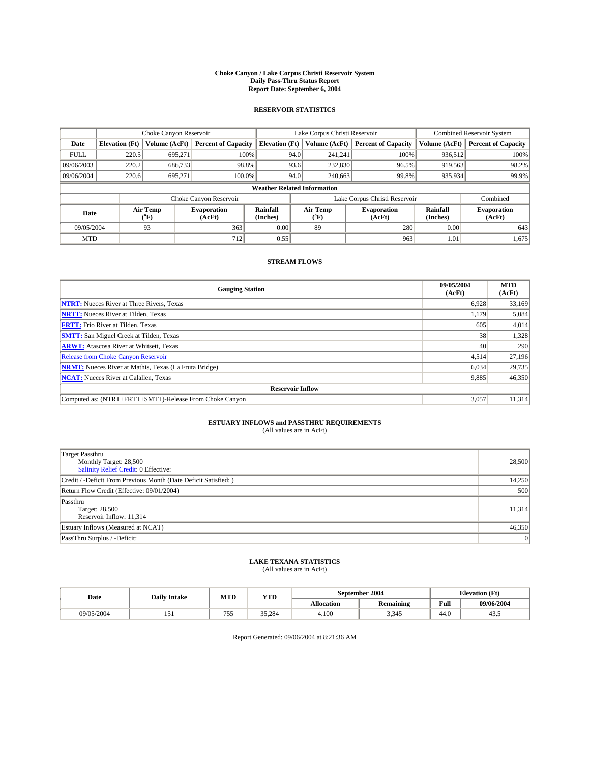# Choke Canyon / Lake Corpus Christi Reservoir System
## Daily Pass-Thru Status Report
## Report Date: September 6, 2004

### RESERVOIR STATISTICS

| | Choke Canyon Reservoir | | | Lake Corpus Christi Reservoir | | | Combined Reservoir System | |
|---|---|---|---|---|---|---|---|---|
| Date | Elevation (Ft) | Volume (AcFt) | Percent of Capacity | Elevation (Ft) | Volume (AcFt) | Percent of Capacity | Volume (AcFt) | Percent of Capacity |
| FULL | 220.5 | 695,271 | 100% | 94.0 | 241,241 | 100% | 936,512 | 100% |
| 09/06/2003 | 220.2 | 686,733 | 98.8% | 93.6 | 232,830 | 96.5% | 919,563 | 98.2% |
| 09/06/2004 | 220.6 | 695,271 | 100.0% | 94.0 | 240,663 | 99.8% | 935,934 | 99.9% |

**Weather Related Information**

| | Choke Canyon Reservoir | | | Lake Corpus Christi Reservoir | | | Combined |
|---|---|---|---|---|---|---|---|
| Date | Air Temp (°F) | Evaporation (AcFt) | Rainfall (Inches) | Air Temp (°F) | Evaporation (AcFt) | Rainfall (Inches) | Evaporation (AcFt) |
| 09/05/2004 | 93 | 363 | 0.00 | 89 | 280 | 0.00 | 643 |
| MTD | | 712 | 0.55 | | 963 | 1.01 | 1,675 |

### STREAM FLOWS

| Gauging Station | 09/05/2004 (AcFt) | MTD (AcFt) |
|---|---|---|
| **NTRT:** Nueces River at Three Rivers, Texas | 6,928 | 33,169 |
| **NRTT:** Nueces River at Tilden, Texas | 1,179 | 5,084 |
| **FRTT:** Frio River at Tilden, Texas | 605 | 4,014 |
| **SMTT:** San Miguel Creek at Tilden, Texas | 38 | 1,328 |
| **ARWT:** Atascosa River at Whitsett, Texas | 40 | 290 |
| Release from Choke Canyon Reservoir | 4,514 | 27,196 |
| **NRMT:** Nueces River at Mathis, Texas (La Fruta Bridge) | 6,034 | 29,735 |
| **NCAT:** Nueces River at Calallen, Texas | 9,885 | 46,350 |
| **Reservoir Inflow** | | |
| Computed as: (NTRT+FRTT+SMTT)-Release From Choke Canyon | 3,057 | 11,314 |

### ESTUARY INFLOWS and PASSTHRU REQUIREMENTS
(All values are in AcFt)

| | |
|---|---|
| Target Passthru<br>Monthly Target: 28,500<br>Salinity Relief Credit: 0 Effective: | 28,500 |
| Credit / -Deficit From Previous Month (Date Deficit Satisfied: ) | 14,250 |
| Return Flow Credit (Effective: 09/01/2004) | 500 |
| Passthru<br>Target: 28,500<br>Reservoir Inflow: 11,314 | 11,314 |
| Estuary Inflows (Measured at NCAT) | 46,350 |
| PassThru Surplus / -Deficit: | 0 |

### LAKE TEXANA STATISTICS
(All values are in AcFt)

| Date | Daily Intake | MTD | YTD | September 2004 | | Elevation (Ft) | |
|---|---|---|---|---|---|---|---|
| | | | | Allocation | Remaining | Full | 09/06/2004 |
| 09/05/2004 | 151 | 755 | 35,284 | 4,100 | 3,345 | 44.0 | 43.5 |

Report Generated: 09/06/2004 at 8:21:36 AM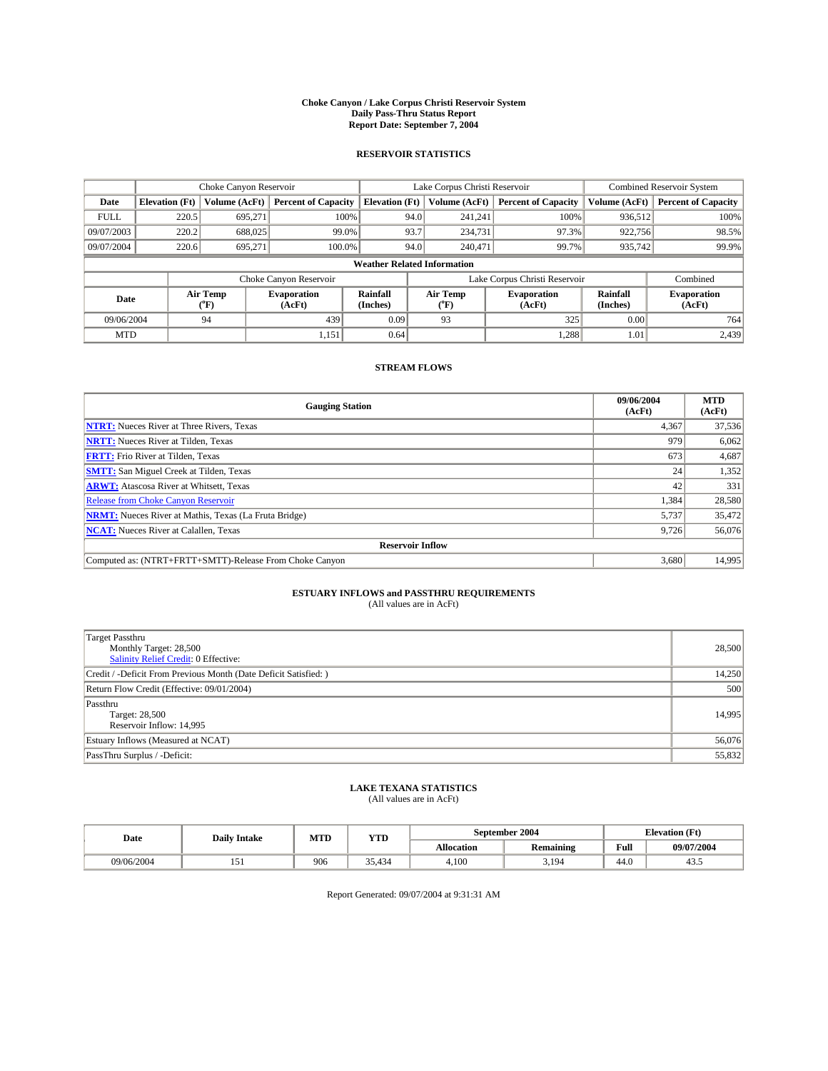# Choke Canyon / Lake Corpus Christi Reservoir System
## Daily Pass-Thru Status Report
### Report Date: September 7, 2004

## RESERVOIR STATISTICS

| | Choke Canyon Reservoir | | | Lake Corpus Christi Reservoir | | | Combined Reservoir System | |
|---|---|---|---|---|---|---|---|---|
| Date | Elevation (Ft) | Volume (AcFt) | Percent of Capacity | Elevation (Ft) | Volume (AcFt) | Percent of Capacity | Volume (AcFt) | Percent of Capacity |
| FULL | 220.5 | 695,271 | 100% | 94.0 | 241,241 | 100% | 936,512 | 100% |
| 09/07/2003 | 220.2 | 688,025 | 99.0% | 93.7 | 234,731 | 97.3% | 922,756 | 98.5% |
| 09/07/2004 | 220.6 | 695,271 | 100.0% | 94.0 | 240,471 | 99.7% | 935,742 | 99.9% |

**Weather Related Information**

| | Choke Canyon Reservoir | | | Lake Corpus Christi Reservoir | | | Combined |
|---|---|---|---|---|---|---|---|
| Date | Air Temp (°F) | Evaporation (AcFt) | Rainfall (Inches) | Air Temp (°F) | Evaporation (AcFt) | Rainfall (Inches) | Evaporation (AcFt) |
| 09/06/2004 | 94 | 439 | 0.09 | 93 | 325 | 0.00 | 764 |
| MTD | | 1,151 | 0.64 | | 1,288 | 1.01 | 2,439 |

## STREAM FLOWS

| Gauging Station | 09/06/2004 (AcFt) | MTD (AcFt) |
|---|---|---|
| NTRT: Nueces River at Three Rivers, Texas | 4,367 | 37,536 |
| NRTT: Nueces River at Tilden, Texas | 979 | 6,062 |
| FRTT: Frio River at Tilden, Texas | 673 | 4,687 |
| SMTT: San Miguel Creek at Tilden, Texas | 24 | 1,352 |
| ARWT: Atascosa River at Whitsett, Texas | 42 | 331 |
| Release from Choke Canyon Reservoir | 1,384 | 28,580 |
| NRMT: Nueces River at Mathis, Texas (La Fruta Bridge) | 5,737 | 35,472 |
| NCAT: Nueces River at Calallen, Texas | 9,726 | 56,076 |
| **Reservoir Inflow** | | |
| Computed as: (NTRT+FRTT+SMTT)-Release From Choke Canyon | 3,680 | 14,995 |

## ESTUARY INFLOWS and PASSTHRU REQUIREMENTS
(All values are in AcFt)

| | |
|---|---|
| Target Passthru<br>Monthly Target: 28,500<br>Salinity Relief Credit: 0 Effective: | 28,500 |
| Credit / -Deficit From Previous Month (Date Deficit Satisfied: ) | 14,250 |
| Return Flow Credit (Effective: 09/01/2004) | 500 |
| Passthru<br>Target: 28,500<br>Reservoir Inflow: 14,995 | 14,995 |
| Estuary Inflows (Measured at NCAT) | 56,076 |
| PassThru Surplus / -Deficit: | 55,832 |

## LAKE TEXANA STATISTICS
(All values are in AcFt)

| Date | Daily Intake | MTD | YTD | September 2004 | | Elevation (Ft) | |
|---|---|---|---|---|---|---|---|
| | | | | Allocation | Remaining | Full | 09/07/2004 |
| 09/06/2004 | 151 | 906 | 35,434 | 4,100 | 3,194 | 44.0 | 43.5 |

Report Generated: 09/07/2004 at 9:31:31 AM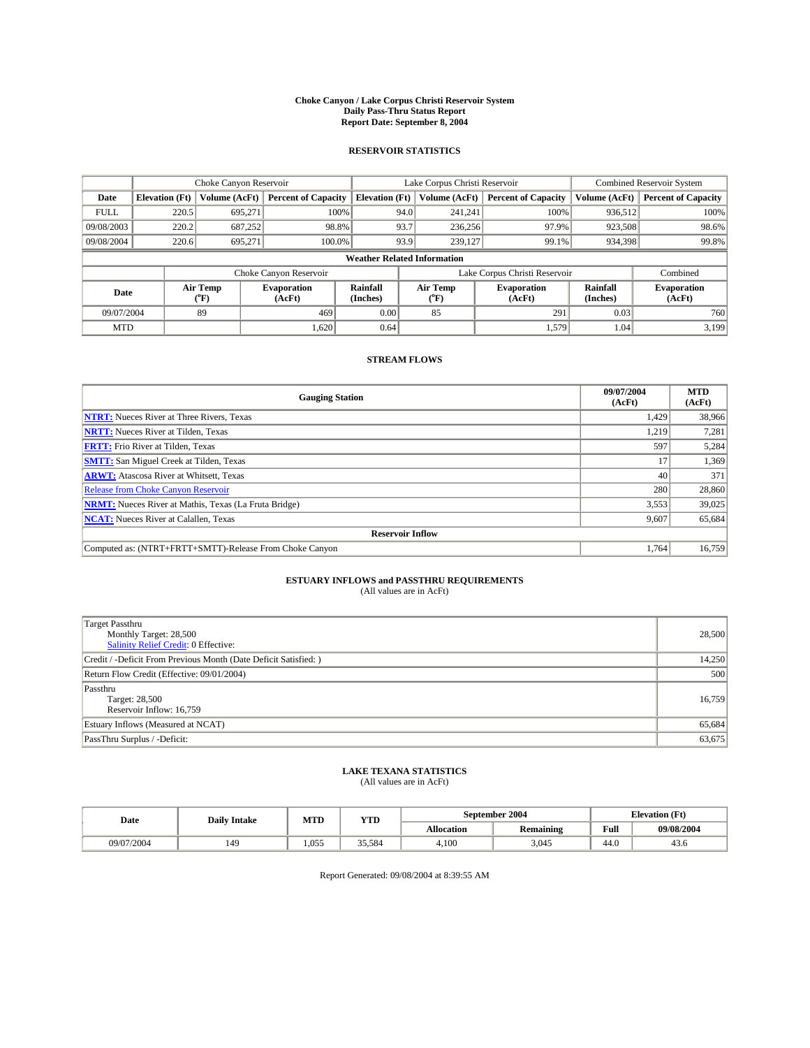# Choke Canyon / Lake Corpus Christi Reservoir System
## Daily Pass-Thru Status Report
### Report Date: September 8, 2004

## RESERVOIR STATISTICS

| | Choke Canyon Reservoir | | | Lake Corpus Christi Reservoir | | | Combined Reservoir System | |
|---|---|---|---|---|---|---|---|---|
| **Date** | **Elevation (Ft)** | **Volume (AcFt)** | **Percent of Capacity** | **Elevation (Ft)** | **Volume (AcFt)** | **Percent of Capacity** | **Volume (AcFt)** | **Percent of Capacity** |
| FULL | 220.5 | 695,271 | 100% | 94.0 | 241,241 | 100% | 936,512 | 100% |
| 09/08/2003 | 220.2 | 687,252 | 98.8% | 93.7 | 236,256 | 97.9% | 923,508 | 98.6% |
| 09/08/2004 | 220.6 | 695,271 | 100.0% | 93.9 | 239,127 | 99.1% | 934,398 | 99.8% |

**Weather Related Information**

| | Choke Canyon Reservoir | | | Lake Corpus Christi Reservoir | | | Combined |
|---|---|---|---|---|---|---|---|
| **Date** | **Air Temp (°F)** | **Evaporation (AcFt)** | **Rainfall (Inches)** | **Air Temp (°F)** | **Evaporation (AcFt)** | **Rainfall (Inches)** | **Evaporation (AcFt)** |
| 09/07/2004 | 89 | 469 | 0.00 | 85 | 291 | 0.03 | 760 |
| MTD | | 1,620 | 0.64 | | 1,579 | 1.04 | 3,199 |

## STREAM FLOWS

| Gauging Station | 09/07/2004 (AcFt) | MTD (AcFt) |
|---|---|---|
| **NTRT:** Nueces River at Three Rivers, Texas | 1,429 | 38,966 |
| **NRTT:** Nueces River at Tilden, Texas | 1,219 | 7,281 |
| **FRTT:** Frio River at Tilden, Texas | 597 | 5,284 |
| **SMTT:** San Miguel Creek at Tilden, Texas | 17 | 1,369 |
| **ARWT:** Atascosa River at Whitsett, Texas | 40 | 371 |
| Release from Choke Canyon Reservoir | 280 | 28,860 |
| **NRMT:** Nueces River at Mathis, Texas (La Fruta Bridge) | 3,553 | 39,025 |
| **NCAT:** Nueces River at Calallen, Texas | 9,607 | 65,684 |
| **Reservoir Inflow** | | |
| Computed as: (NTRT+FRTT+SMTT)-Release From Choke Canyon | 1,764 | 16,759 |

## ESTUARY INFLOWS and PASSTHRU REQUIREMENTS
(All values are in AcFt)

| | |
|---|---|
| Target Passthru<br>Monthly Target: 28,500<br>Salinity Relief Credit: 0 Effective: | 28,500 |
| Credit / -Deficit From Previous Month (Date Deficit Satisfied: ) | 14,250 |
| Return Flow Credit (Effective: 09/01/2004) | 500 |
| Passthru<br>Target: 28,500<br>Reservoir Inflow: 16,759 | 16,759 |
| Estuary Inflows (Measured at NCAT) | 65,684 |
| PassThru Surplus / -Deficit: | 63,675 |

## LAKE TEXANA STATISTICS
(All values are in AcFt)

| Date | Daily Intake | MTD | YTD | September 2004 | | Elevation (Ft) | |
|---|---|---|---|---|---|---|---|
| | | | | **Allocation** | **Remaining** | **Full** | **09/08/2004** |
| 09/07/2004 | 149 | 1,055 | 35,584 | 4,100 | 3,045 | 44.0 | 43.6 |

Report Generated: 09/08/2004 at 8:39:55 AM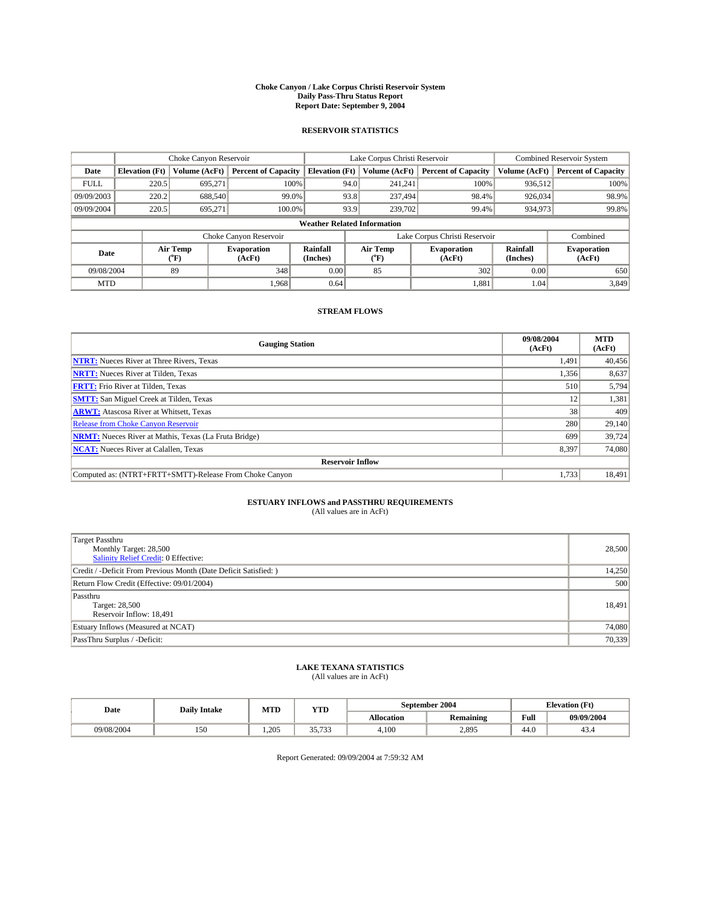# Choke Canyon / Lake Corpus Christi Reservoir System
## Daily Pass-Thru Status Report
### Report Date: September 9, 2004

## RESERVOIR STATISTICS

| | Choke Canyon Reservoir | | | Lake Corpus Christi Reservoir | | | Combined Reservoir System | |
|---|---|---|---|---|---|---|---|---|
| Date | Elevation (Ft) | Volume (AcFt) | Percent of Capacity | Elevation (Ft) | Volume (AcFt) | Percent of Capacity | Volume (AcFt) | Percent of Capacity |
| FULL | 220.5 | 695,271 | 100% | 94.0 | 241,241 | 100% | 936,512 | 100% |
| 09/09/2003 | 220.2 | 688,540 | 99.0% | 93.8 | 237,494 | 98.4% | 926,034 | 98.9% |
| 09/09/2004 | 220.5 | 695,271 | 100.0% | 93.9 | 239,702 | 99.4% | 934,973 | 99.8% |

**Weather Related Information**

| | Choke Canyon Reservoir | | | Lake Corpus Christi Reservoir | | | Combined |
|---|---|---|---|---|---|---|---|
| Date | Air Temp (°F) | Evaporation (AcFt) | Rainfall (Inches) | Air Temp (°F) | Evaporation (AcFt) | Rainfall (Inches) | Evaporation (AcFt) |
| 09/08/2004 | 89 | 348 | 0.00 | 85 | 302 | 0.00 | 650 |
| MTD | | 1,968 | 0.64 | | 1,881 | 1.04 | 3,849 |

## STREAM FLOWS

| Gauging Station | 09/08/2004 (AcFt) | MTD (AcFt) |
|---|---|---|
| NTRT: Nueces River at Three Rivers, Texas | 1,491 | 40,456 |
| NRTT: Nueces River at Tilden, Texas | 1,356 | 8,637 |
| FRTT: Frio River at Tilden, Texas | 510 | 5,794 |
| SMTT: San Miguel Creek at Tilden, Texas | 12 | 1,381 |
| ARWT: Atascosa River at Whitsett, Texas | 38 | 409 |
| Release from Choke Canyon Reservoir | 280 | 29,140 |
| NRMT: Nueces River at Mathis, Texas (La Fruta Bridge) | 699 | 39,724 |
| NCAT: Nueces River at Calallen, Texas | 8,397 | 74,080 |
| **Reservoir Inflow** | | |
| Computed as: (NTRT+FRTT+SMTT)-Release From Choke Canyon | 1,733 | 18,491 |

## ESTUARY INFLOWS and PASSTHRU REQUIREMENTS
(All values are in AcFt)

| | |
|---|---|
| Target Passthru<br>Monthly Target: 28,500<br>Salinity Relief Credit: 0 Effective: | 28,500 |
| Credit / -Deficit From Previous Month (Date Deficit Satisfied: ) | 14,250 |
| Return Flow Credit (Effective: 09/01/2004) | 500 |
| Passthru<br>Target: 28,500<br>Reservoir Inflow: 18,491 | 18,491 |
| Estuary Inflows (Measured at NCAT) | 74,080 |
| PassThru Surplus / -Deficit: | 70,339 |

## LAKE TEXANA STATISTICS
(All values are in AcFt)

| Date | Daily Intake | MTD | YTD | September 2004 | | Elevation (Ft) | |
|---|---|---|---|---|---|---|---|
| | | | | Allocation | Remaining | Full | 09/09/2004 |
| 09/08/2004 | 150 | 1,205 | 35,733 | 4,100 | 2,895 | 44.0 | 43.4 |

Report Generated: 09/09/2004 at 7:59:32 AM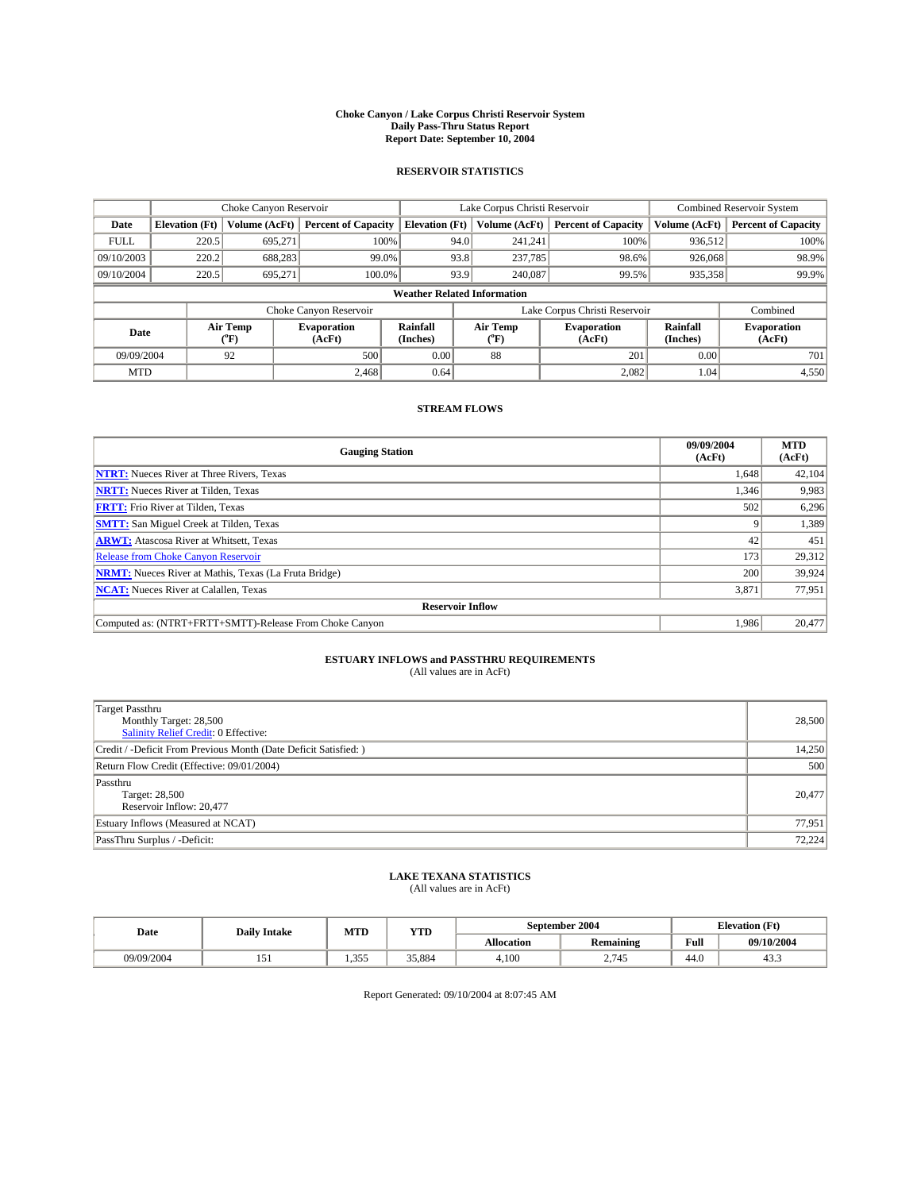# Choke Canyon / Lake Corpus Christi Reservoir System
## Daily Pass-Thru Status Report
## Report Date: September 10, 2004

### RESERVOIR STATISTICS

| | Choke Canyon Reservoir | | | Lake Corpus Christi Reservoir | | | Combined Reservoir System | |
|---|---|---|---|---|---|---|---|---|
| **Date** | **Elevation (Ft)** | **Volume (AcFt)** | **Percent of Capacity** | **Elevation (Ft)** | **Volume (AcFt)** | **Percent of Capacity** | **Volume (AcFt)** | **Percent of Capacity** |
| FULL | 220.5 | 695,271 | 100% | 94.0 | 241,241 | 100% | 936,512 | 100% |
| 09/10/2003 | 220.2 | 688,283 | 99.0% | 93.8 | 237,785 | 98.6% | 926,068 | 98.9% |
| 09/10/2004 | 220.5 | 695,271 | 100.0% | 93.9 | 240,087 | 99.5% | 935,358 | 99.9% |

**Weather Related Information**

| | Choke Canyon Reservoir | | | Lake Corpus Christi Reservoir | | | Combined |
|---|---|---|---|---|---|---|---|
| **Date** | **Air Temp (°F)** | **Evaporation (AcFt)** | **Rainfall (Inches)** | **Air Temp (°F)** | **Evaporation (AcFt)** | **Rainfall (Inches)** | **Evaporation (AcFt)** |
| 09/09/2004 | 92 | 500 | 0.00 | 88 | 201 | 0.00 | 701 |
| MTD | | 2,468 | 0.64 | | 2,082 | 1.04 | 4,550 |

### STREAM FLOWS

| Gauging Station | 09/09/2004 (AcFt) | MTD (AcFt) |
|---|---|---|
| **NTRT:** Nueces River at Three Rivers, Texas | 1,648 | 42,104 |
| **NRTT:** Nueces River at Tilden, Texas | 1,346 | 9,983 |
| **FRTT:** Frio River at Tilden, Texas | 502 | 6,296 |
| **SMTT:** San Miguel Creek at Tilden, Texas | 9 | 1,389 |
| **ARWT:** Atascosa River at Whitsett, Texas | 42 | 451 |
| Release from Choke Canyon Reservoir | 173 | 29,312 |
| **NRMT:** Nueces River at Mathis, Texas (La Fruta Bridge) | 200 | 39,924 |
| **NCAT:** Nueces River at Calallen, Texas | 3,871 | 77,951 |
| **Reservoir Inflow** | | |
| Computed as: (NTRT+FRTT+SMTT)-Release From Choke Canyon | 1,986 | 20,477 |

### ESTUARY INFLOWS and PASSTHRU REQUIREMENTS
(All values are in AcFt)

| | |
|---|---|
| Target Passthru<br>Monthly Target: 28,500<br>Salinity Relief Credit: 0 Effective: | 28,500 |
| Credit / -Deficit From Previous Month (Date Deficit Satisfied: ) | 14,250 |
| Return Flow Credit (Effective: 09/01/2004) | 500 |
| Passthru<br>Target: 28,500<br>Reservoir Inflow: 20,477 | 20,477 |
| Estuary Inflows (Measured at NCAT) | 77,951 |
| PassThru Surplus / -Deficit: | 72,224 |

### LAKE TEXANA STATISTICS
(All values are in AcFt)

| Date | Daily Intake | MTD | YTD | September 2004 | | Elevation (Ft) | |
|---|---|---|---|---|---|---|---|
| | | | | **Allocation** | **Remaining** | **Full** | **09/10/2004** |
| 09/09/2004 | 151 | 1,355 | 35,884 | 4,100 | 2,745 | 44.0 | 43.3 |

Report Generated: 09/10/2004 at 8:07:45 AM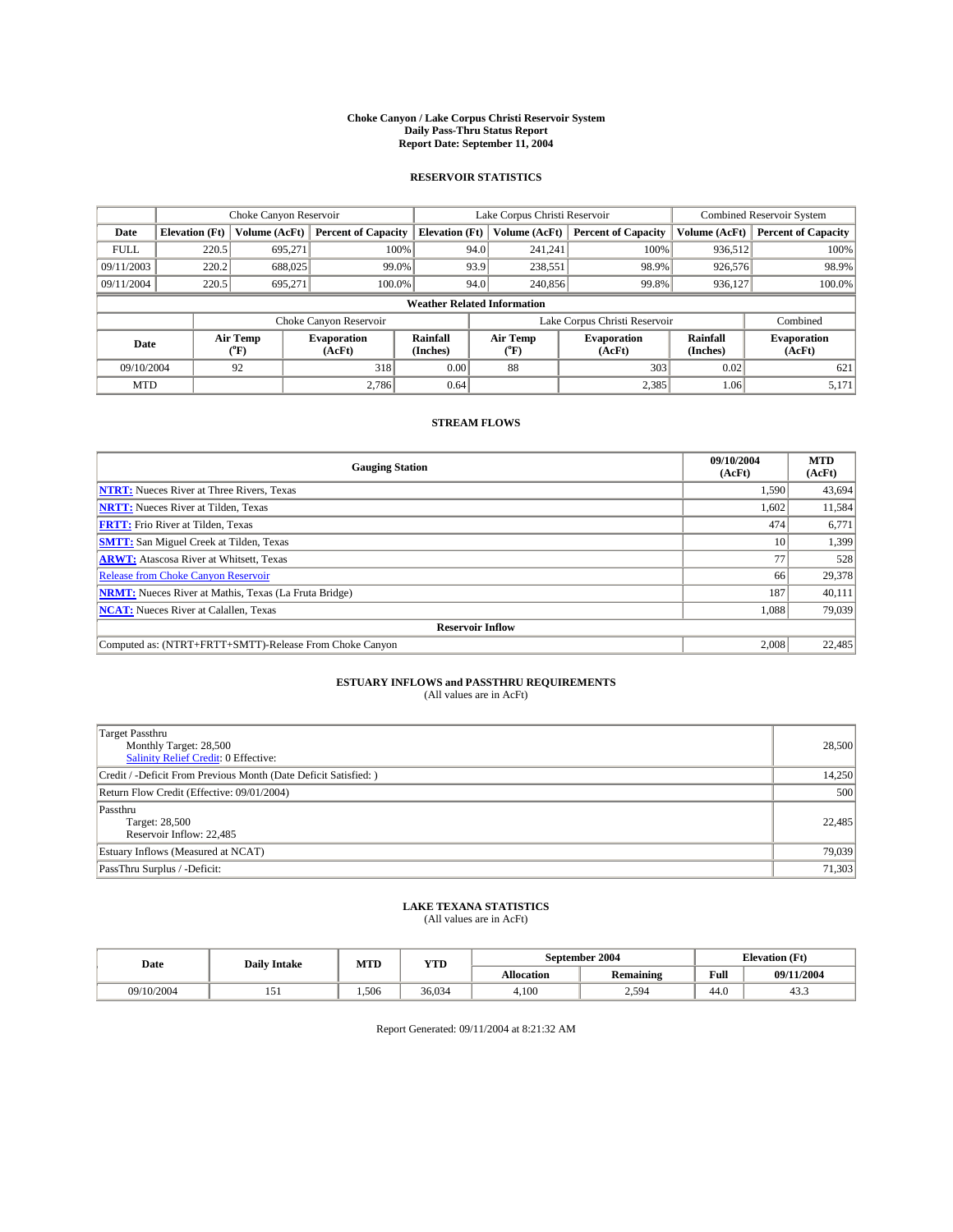# Choke Canyon / Lake Corpus Christi Reservoir System
## Daily Pass-Thru Status Report
## Report Date: September 11, 2004

### RESERVOIR STATISTICS

| | Choke Canyon Reservoir | | | Lake Corpus Christi Reservoir | | | Combined Reservoir System | |
|---|---|---|---|---|---|---|---|---|
| Date | Elevation (Ft) | Volume (AcFt) | Percent of Capacity | Elevation (Ft) | Volume (AcFt) | Percent of Capacity | Volume (AcFt) | Percent of Capacity |
| FULL | 220.5 | 695,271 | 100% | 94.0 | 241,241 | 100% | 936,512 | 100% |
| 09/11/2003 | 220.2 | 688,025 | 99.0% | 93.9 | 238,551 | 98.9% | 926,576 | 98.9% |
| 09/11/2004 | 220.5 | 695,271 | 100.0% | 94.0 | 240,856 | 99.8% | 936,127 | 100.0% |

**Weather Related Information**

| | Choke Canyon Reservoir | | | Lake Corpus Christi Reservoir | | | Combined |
|---|---|---|---|---|---|---|---|
| Date | Air Temp (°F) | Evaporation (AcFt) | Rainfall (Inches) | Air Temp (°F) | Evaporation (AcFt) | Rainfall (Inches) | Evaporation (AcFt) |
| 09/10/2004 | 92 | 318 | 0.00 | 88 | 303 | 0.02 | 621 |
| MTD | | 2,786 | 0.64 | | 2,385 | 1.06 | 5,171 |

### STREAM FLOWS

| Gauging Station | 09/10/2004 (AcFt) | MTD (AcFt) |
|---|---|---|
| **NTRT:** Nueces River at Three Rivers, Texas | 1,590 | 43,694 |
| **NRTT:** Nueces River at Tilden, Texas | 1,602 | 11,584 |
| **FRTT:** Frio River at Tilden, Texas | 474 | 6,771 |
| **SMTT:** San Miguel Creek at Tilden, Texas | 10 | 1,399 |
| **ARWT:** Atascosa River at Whitsett, Texas | 77 | 528 |
| Release from Choke Canyon Reservoir | 66 | 29,378 |
| **NRMT:** Nueces River at Mathis, Texas (La Fruta Bridge) | 187 | 40,111 |
| **NCAT:** Nueces River at Calallen, Texas | 1,088 | 79,039 |
| **Reservoir Inflow** | | |
| Computed as: (NTRT+FRTT+SMTT)-Release From Choke Canyon | 2,008 | 22,485 |

### ESTUARY INFLOWS and PASSTHRU REQUIREMENTS
(All values are in AcFt)

| | |
|---|---|
| Target Passthru<br>Monthly Target: 28,500<br>Salinity Relief Credit: 0 Effective: | 28,500 |
| Credit / -Deficit From Previous Month (Date Deficit Satisfied: ) | 14,250 |
| Return Flow Credit (Effective: 09/01/2004) | 500 |
| Passthru<br>Target: 28,500<br>Reservoir Inflow: 22,485 | 22,485 |
| Estuary Inflows (Measured at NCAT) | 79,039 |
| PassThru Surplus / -Deficit: | 71,303 |

### LAKE TEXANA STATISTICS
(All values are in AcFt)

| Date | Daily Intake | MTD | YTD | September 2004 | | Elevation (Ft) | |
|---|---|---|---|---|---|---|---|
| | | | | Allocation | Remaining | Full | 09/11/2004 |
| 09/10/2004 | 151 | 1,506 | 36,034 | 4,100 | 2,594 | 44.0 | 43.3 |

Report Generated: 09/11/2004 at 8:21:32 AM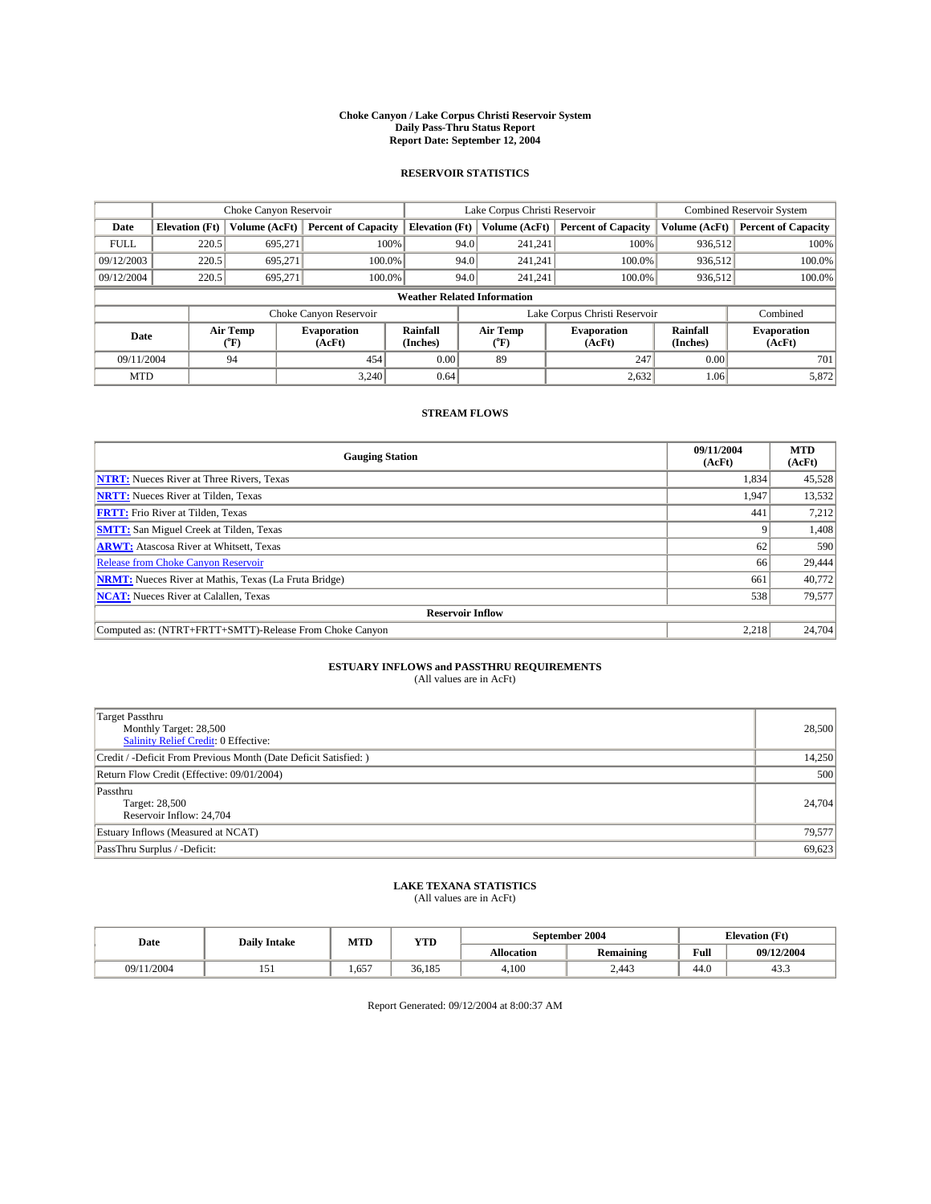# Choke Canyon / Lake Corpus Christi Reservoir System
## Daily Pass-Thru Status Report
### Report Date: September 12, 2004

## RESERVOIR STATISTICS

| | Choke Canyon Reservoir | | | Lake Corpus Christi Reservoir | | | Combined Reservoir System | |
|---|---|---|---|---|---|---|---|---|
| Date | Elevation (Ft) | Volume (AcFt) | Percent of Capacity | Elevation (Ft) | Volume (AcFt) | Percent of Capacity | Volume (AcFt) | Percent of Capacity |
| FULL | 220.5 | 695,271 | 100% | 94.0 | 241,241 | 100% | 936,512 | 100% |
| 09/12/2003 | 220.5 | 695,271 | 100.0% | 94.0 | 241,241 | 100.0% | 936,512 | 100.0% |
| 09/12/2004 | 220.5 | 695,271 | 100.0% | 94.0 | 241,241 | 100.0% | 936,512 | 100.0% |

**Weather Related Information**

| | Choke Canyon Reservoir | | | Lake Corpus Christi Reservoir | | | Combined |
|---|---|---|---|---|---|---|---|
| Date | Air Temp (°F) | Evaporation (AcFt) | Rainfall (Inches) | Air Temp (°F) | Evaporation (AcFt) | Rainfall (Inches) | Evaporation (AcFt) |
| 09/11/2004 | 94 | 454 | 0.00 | 89 | 247 | 0.00 | 701 |
| MTD | | 3,240 | 0.64 | | 2,632 | 1.06 | 5,872 |

## STREAM FLOWS

| Gauging Station | 09/11/2004 (AcFt) | MTD (AcFt) |
|---|---|---|
| **NTRT:** Nueces River at Three Rivers, Texas | 1,834 | 45,528 |
| **NRTT:** Nueces River at Tilden, Texas | 1,947 | 13,532 |
| **FRTT:** Frio River at Tilden, Texas | 441 | 7,212 |
| **SMTT:** San Miguel Creek at Tilden, Texas | 9 | 1,408 |
| **ARWT:** Atascosa River at Whitsett, Texas | 62 | 590 |
| Release from Choke Canyon Reservoir | 66 | 29,444 |
| **NRMT:** Nueces River at Mathis, Texas (La Fruta Bridge) | 661 | 40,772 |
| **NCAT:** Nueces River at Calallen, Texas | 538 | 79,577 |
| **Reservoir Inflow** | | |
| Computed as: (NTRT+FRTT+SMTT)-Release From Choke Canyon | 2,218 | 24,704 |

## ESTUARY INFLOWS and PASSTHRU REQUIREMENTS
(All values are in AcFt)

| | |
|---|---|
| Target Passthru<br>Monthly Target: 28,500<br>Salinity Relief Credit: 0 Effective: | 28,500 |
| Credit / -Deficit From Previous Month (Date Deficit Satisfied: ) | 14,250 |
| Return Flow Credit (Effective: 09/01/2004) | 500 |
| Passthru<br>Target: 28,500<br>Reservoir Inflow: 24,704 | 24,704 |
| Estuary Inflows (Measured at NCAT) | 79,577 |
| PassThru Surplus / -Deficit: | 69,623 |

## LAKE TEXANA STATISTICS
(All values are in AcFt)

| Date | Daily Intake | MTD | YTD | September 2004 | | Elevation (Ft) | |
|---|---|---|---|---|---|---|---|
| | | | | Allocation | Remaining | Full | 09/12/2004 |
| 09/11/2004 | 151 | 1,657 | 36,185 | 4,100 | 2,443 | 44.0 | 43.3 |

Report Generated: 09/12/2004 at 8:00:37 AM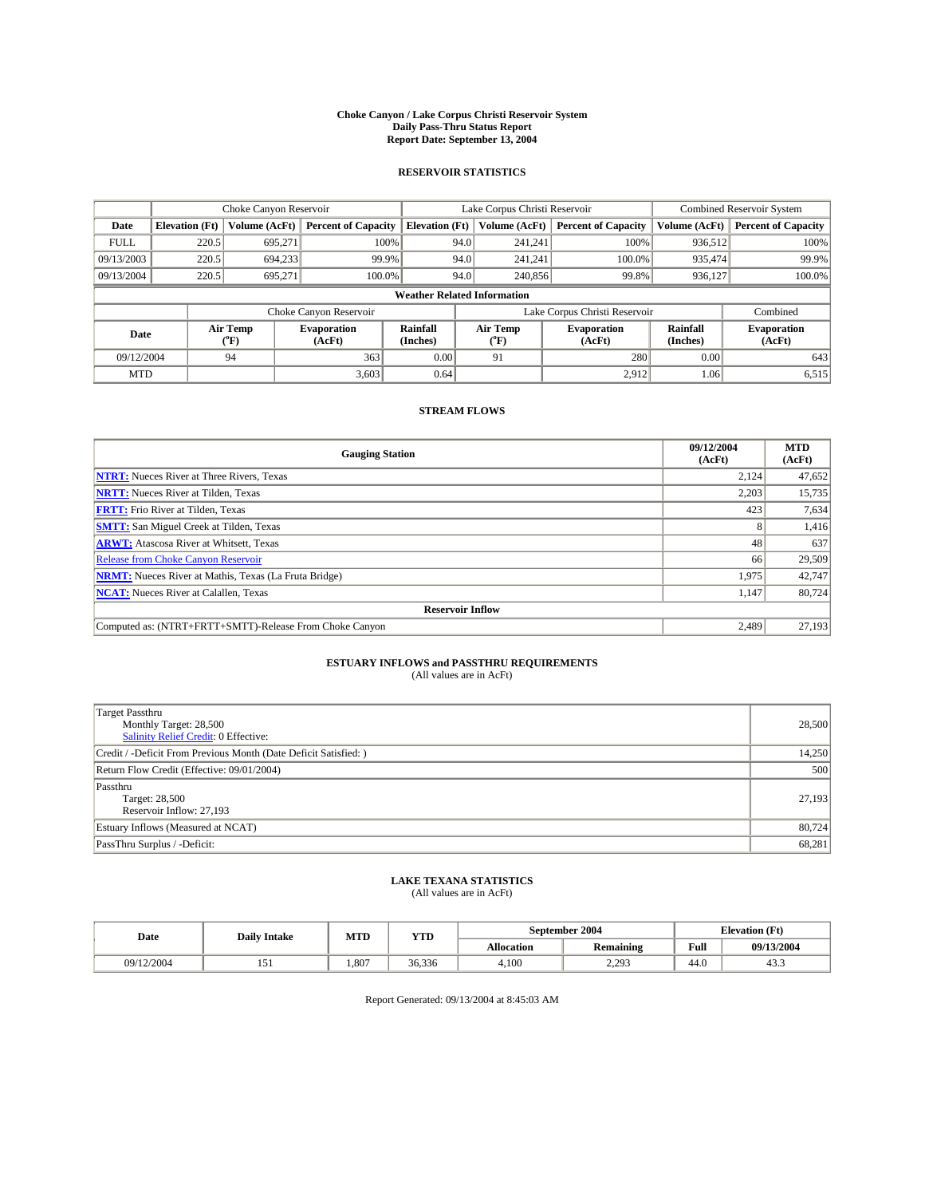**Choke Canyon / Lake Corpus Christi Reservoir System**
**Daily Pass-Thru Status Report**
**Report Date: September 13, 2004**

## RESERVOIR STATISTICS

| | Choke Canyon Reservoir | | | Lake Corpus Christi Reservoir | | | Combined Reservoir System | |
|---|---|---|---|---|---|---|---|---|
| **Date** | **Elevation (Ft)** | **Volume (AcFt)** | **Percent of Capacity** | **Elevation (Ft)** | **Volume (AcFt)** | **Percent of Capacity** | **Volume (AcFt)** | **Percent of Capacity** |
| FULL | 220.5 | 695,271 | 100% | 94.0 | 241,241 | 100% | 936,512 | 100% |
| 09/13/2003 | 220.5 | 694,233 | 99.9% | 94.0 | 241,241 | 100.0% | 935,474 | 99.9% |
| 09/13/2004 | 220.5 | 695,271 | 100.0% | 94.0 | 240,856 | 99.8% | 936,127 | 100.0% |

**Weather Related Information**

| | Choke Canyon Reservoir | | | Lake Corpus Christi Reservoir | | | Combined |
|---|---|---|---|---|---|---|---|
| **Date** | **Air Temp (°F)** | **Evaporation (AcFt)** | **Rainfall (Inches)** | **Air Temp (°F)** | **Evaporation (AcFt)** | **Rainfall (Inches)** | **Evaporation (AcFt)** |
| 09/12/2004 | 94 | 363 | 0.00 | 91 | 280 | 0.00 | 643 |
| MTD | | 3,603 | 0.64 | | 2,912 | 1.06 | 6,515 |

## STREAM FLOWS

| Gauging Station | 09/12/2004 (AcFt) | MTD (AcFt) |
|---|---|---|
| **NTRT:** Nueces River at Three Rivers, Texas | 2,124 | 47,652 |
| **NRTT:** Nueces River at Tilden, Texas | 2,203 | 15,735 |
| **FRTT:** Frio River at Tilden, Texas | 423 | 7,634 |
| **SMTT:** San Miguel Creek at Tilden, Texas | 8 | 1,416 |
| **ARWT:** Atascosa River at Whitsett, Texas | 48 | 637 |
| Release from Choke Canyon Reservoir | 66 | 29,509 |
| **NRMT:** Nueces River at Mathis, Texas (La Fruta Bridge) | 1,975 | 42,747 |
| **NCAT:** Nueces River at Calallen, Texas | 1,147 | 80,724 |
| **Reservoir Inflow** | | |
| Computed as: (NTRT+FRTT+SMTT)-Release From Choke Canyon | 2,489 | 27,193 |

## ESTUARY INFLOWS and PASSTHRU REQUIREMENTS
(All values are in AcFt)

| | |
|---|---|
| Target Passthru<br>Monthly Target: 28,500<br>Salinity Relief Credit: 0 Effective: | 28,500 |
| Credit / -Deficit From Previous Month (Date Deficit Satisfied: ) | 14,250 |
| Return Flow Credit (Effective: 09/01/2004) | 500 |
| Passthru<br>Target: 28,500<br>Reservoir Inflow: 27,193 | 27,193 |
| Estuary Inflows (Measured at NCAT) | 80,724 |
| PassThru Surplus / -Deficit: | 68,281 |

## LAKE TEXANA STATISTICS
(All values are in AcFt)

| Date | Daily Intake | MTD | YTD | September 2004 | | Elevation (Ft) | |
|---|---|---|---|---|---|---|---|
| | | | | **Allocation** | **Remaining** | **Full** | **09/13/2004** |
| 09/12/2004 | 151 | 1,807 | 36,336 | 4,100 | 2,293 | 44.0 | 43.3 |

Report Generated: 09/13/2004 at 8:45:03 AM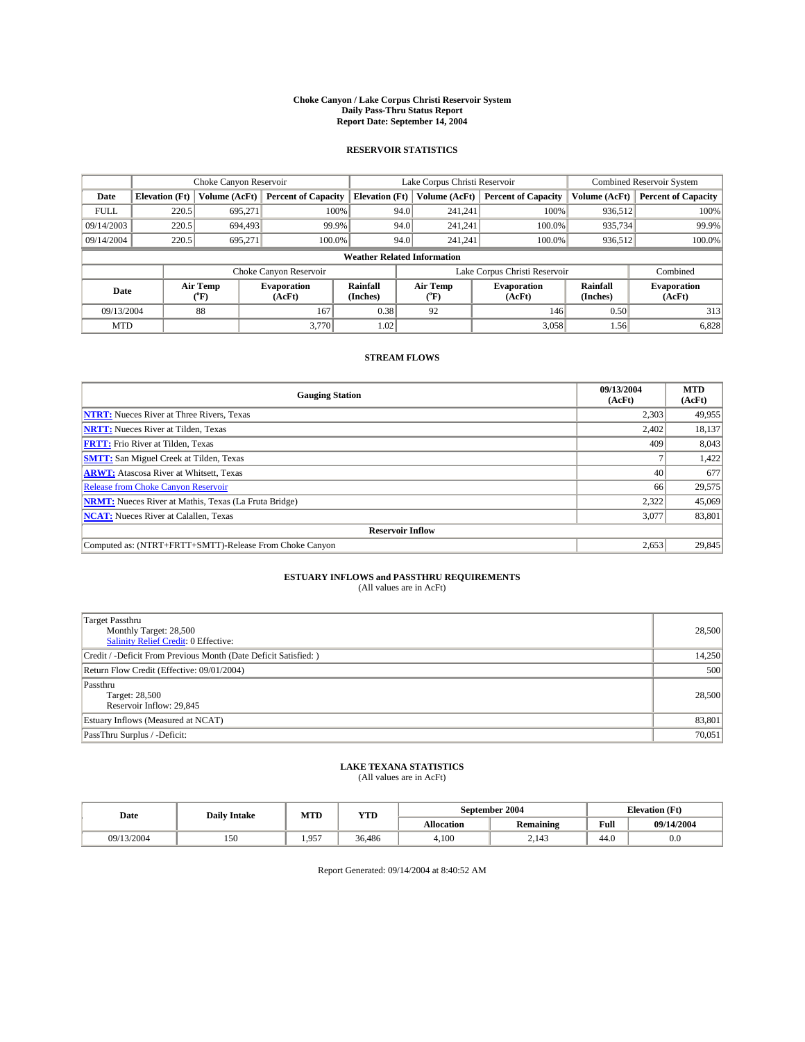# Choke Canyon / Lake Corpus Christi Reservoir System
## Daily Pass-Thru Status Report
## Report Date: September 14, 2004

### RESERVOIR STATISTICS

| | Choke Canyon Reservoir | | | Lake Corpus Christi Reservoir | | | Combined Reservoir System | |
|---|---|---|---|---|---|---|---|---|
| **Date** | **Elevation (Ft)** | **Volume (AcFt)** | **Percent of Capacity** | **Elevation (Ft)** | **Volume (AcFt)** | **Percent of Capacity** | **Volume (AcFt)** | **Percent of Capacity** |
| FULL | 220.5 | 695,271 | 100% | 94.0 | 241,241 | 100% | 936,512 | 100% |
| 09/14/2003 | 220.5 | 694,493 | 99.9% | 94.0 | 241,241 | 100.0% | 935,734 | 99.9% |
| 09/14/2004 | 220.5 | 695,271 | 100.0% | 94.0 | 241,241 | 100.0% | 936,512 | 100.0% |

**Weather Related Information**

| | Choke Canyon Reservoir | | | Lake Corpus Christi Reservoir | | | Combined |
|---|---|---|---|---|---|---|---|
| **Date** | **Air Temp (°F)** | **Evaporation (AcFt)** | **Rainfall (Inches)** | **Air Temp (°F)** | **Evaporation (AcFt)** | **Rainfall (Inches)** | **Evaporation (AcFt)** |
| 09/13/2004 | 88 | 167 | 0.38 | 92 | 146 | 0.50 | 313 |
| MTD | | 3,770 | 1.02 | | 3,058 | 1.56 | 6,828 |

### STREAM FLOWS

| Gauging Station | 09/13/2004 (AcFt) | MTD (AcFt) |
|---|---|---|
| **NTRT:** Nueces River at Three Rivers, Texas | 2,303 | 49,955 |
| **NRTT:** Nueces River at Tilden, Texas | 2,402 | 18,137 |
| **FRTT:** Frio River at Tilden, Texas | 409 | 8,043 |
| **SMTT:** San Miguel Creek at Tilden, Texas | 7 | 1,422 |
| **ARWT:** Atascosa River at Whitsett, Texas | 40 | 677 |
| Release from Choke Canyon Reservoir | 66 | 29,575 |
| **NRMT:** Nueces River at Mathis, Texas (La Fruta Bridge) | 2,322 | 45,069 |
| **NCAT:** Nueces River at Calallen, Texas | 3,077 | 83,801 |
| **Reservoir Inflow** | | |
| Computed as: (NTRT+FRTT+SMTT)-Release From Choke Canyon | 2,653 | 29,845 |

### ESTUARY INFLOWS and PASSTHRU REQUIREMENTS
(All values are in AcFt)

| | |
|---|---|
| Target Passthru<br>Monthly Target: 28,500<br>Salinity Relief Credit: 0 Effective: | 28,500 |
| Credit / -Deficit From Previous Month (Date Deficit Satisfied: ) | 14,250 |
| Return Flow Credit (Effective: 09/01/2004) | 500 |
| Passthru<br>Target: 28,500<br>Reservoir Inflow: 29,845 | 28,500 |
| Estuary Inflows (Measured at NCAT) | 83,801 |
| PassThru Surplus / -Deficit: | 70,051 |

### LAKE TEXANA STATISTICS
(All values are in AcFt)

| Date | Daily Intake | MTD | YTD | September 2004 | | Elevation (Ft) | |
|---|---|---|---|---|---|---|---|
| | | | | **Allocation** | **Remaining** | **Full** | **09/14/2004** |
| 09/13/2004 | 150 | 1,957 | 36,486 | 4,100 | 2,143 | 44.0 | 0.0 |

Report Generated: 09/14/2004 at 8:40:52 AM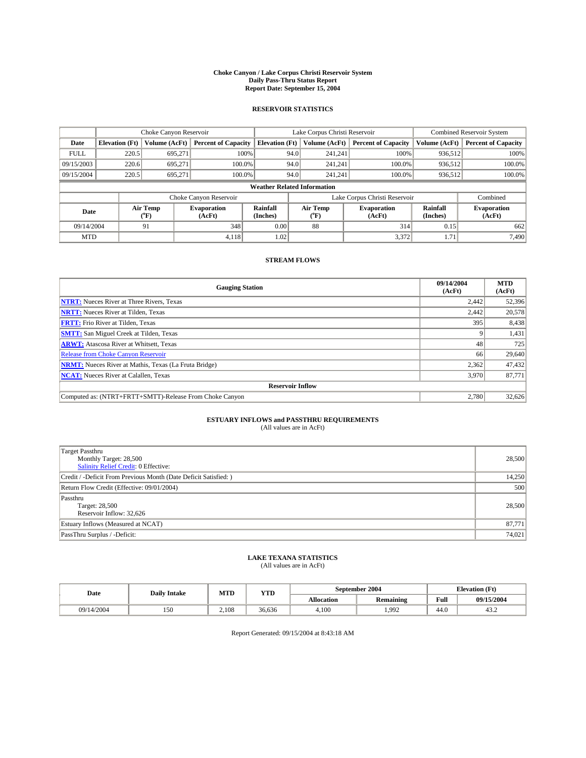# Choke Canyon / Lake Corpus Christi Reservoir System
## Daily Pass-Thru Status Report
## Report Date: September 15, 2004

### RESERVOIR STATISTICS

| | Choke Canyon Reservoir | | | Lake Corpus Christi Reservoir | | | Combined Reservoir System | |
|---|---|---|---|---|---|---|---|---|
| Date | Elevation (Ft) | Volume (AcFt) | Percent of Capacity | Elevation (Ft) | Volume (AcFt) | Percent of Capacity | Volume (AcFt) | Percent of Capacity |
| FULL | 220.5 | 695,271 | 100% | 94.0 | 241,241 | 100% | 936,512 | 100% |
| 09/15/2003 | 220.6 | 695,271 | 100.0% | 94.0 | 241,241 | 100.0% | 936,512 | 100.0% |
| 09/15/2004 | 220.5 | 695,271 | 100.0% | 94.0 | 241,241 | 100.0% | 936,512 | 100.0% |

**Weather Related Information**

| | Choke Canyon Reservoir | | | Lake Corpus Christi Reservoir | | | Combined |
|---|---|---|---|---|---|---|---|
| Date | Air Temp (°F) | Evaporation (AcFt) | Rainfall (Inches) | Air Temp (°F) | Evaporation (AcFt) | Rainfall (Inches) | Evaporation (AcFt) |
| 09/14/2004 | 91 | 348 | 0.00 | 88 | 314 | 0.15 | 662 |
| MTD | | 4,118 | 1.02 | | 3,372 | 1.71 | 7,490 |

### STREAM FLOWS

| Gauging Station | 09/14/2004 (AcFt) | MTD (AcFt) |
|---|---|---|
| NTRT: Nueces River at Three Rivers, Texas | 2,442 | 52,396 |
| NRTT: Nueces River at Tilden, Texas | 2,442 | 20,578 |
| FRTT: Frio River at Tilden, Texas | 395 | 8,438 |
| SMTT: San Miguel Creek at Tilden, Texas | 9 | 1,431 |
| ARWT: Atascosa River at Whitsett, Texas | 48 | 725 |
| Release from Choke Canyon Reservoir | 66 | 29,640 |
| NRMT: Nueces River at Mathis, Texas (La Fruta Bridge) | 2,362 | 47,432 |
| NCAT: Nueces River at Calallen, Texas | 3,970 | 87,771 |
| **Reservoir Inflow** | | |
| Computed as: (NTRT+FRTT+SMTT)-Release From Choke Canyon | 2,780 | 32,626 |

### ESTUARY INFLOWS and PASSTHRU REQUIREMENTS
(All values are in AcFt)

| | |
|---|---|
| Target Passthru<br>Monthly Target: 28,500<br>Salinity Relief Credit: 0 Effective: | 28,500 |
| Credit / -Deficit From Previous Month (Date Deficit Satisfied: ) | 14,250 |
| Return Flow Credit (Effective: 09/01/2004) | 500 |
| Passthru<br>Target: 28,500<br>Reservoir Inflow: 32,626 | 28,500 |
| Estuary Inflows (Measured at NCAT) | 87,771 |
| PassThru Surplus / -Deficit: | 74,021 |

### LAKE TEXANA STATISTICS
(All values are in AcFt)

| Date | Daily Intake | MTD | YTD | September 2004 | | Elevation (Ft) | |
|---|---|---|---|---|---|---|---|
| | | | | Allocation | Remaining | Full | 09/15/2004 |
| 09/14/2004 | 150 | 2,108 | 36,636 | 4,100 | 1,992 | 44.0 | 43.2 |

Report Generated: 09/15/2004 at 8:43:18 AM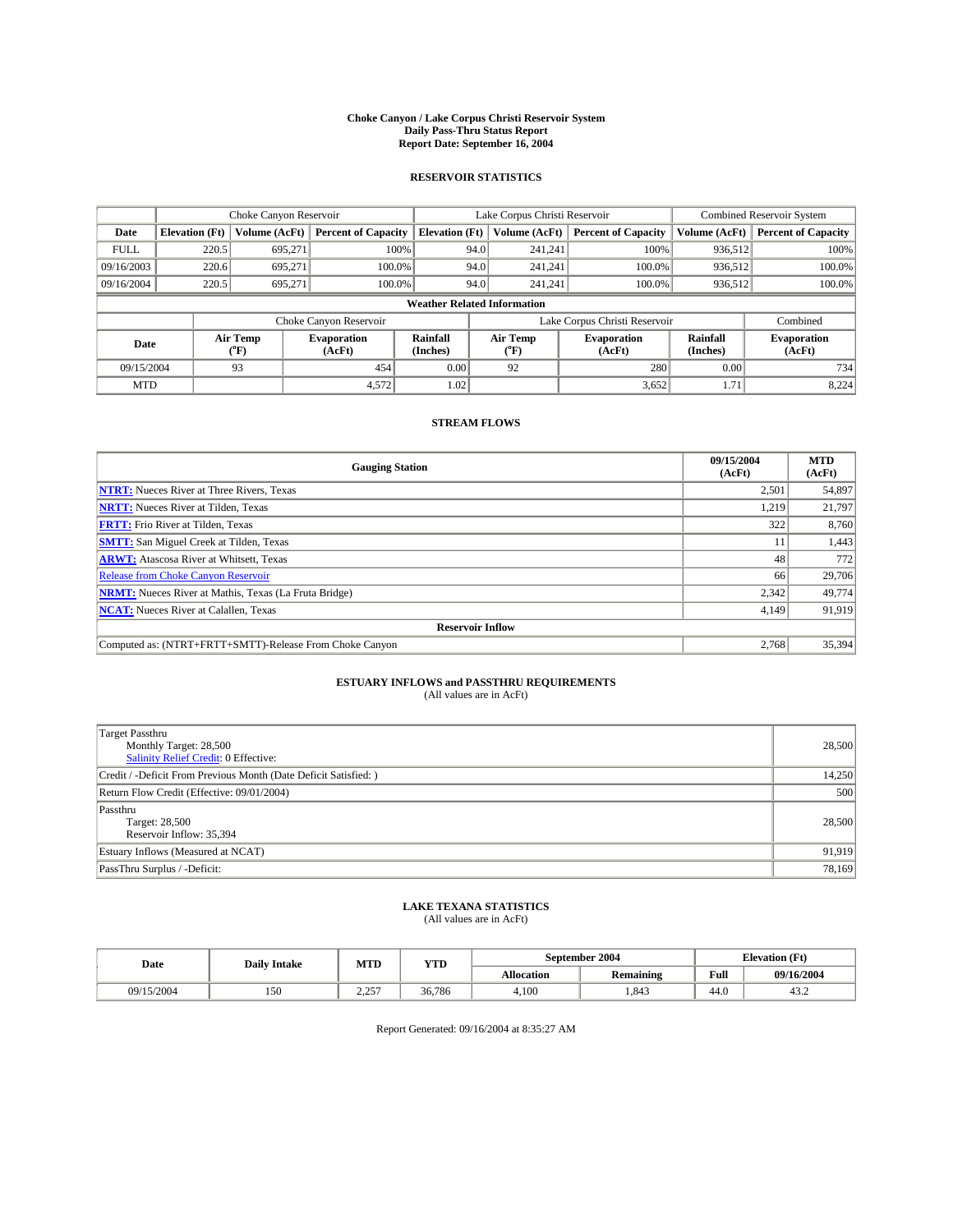# Choke Canyon / Lake Corpus Christi Reservoir System
## Daily Pass-Thru Status Report
## Report Date: September 16, 2004

### RESERVOIR STATISTICS

| | Choke Canyon Reservoir | | | Lake Corpus Christi Reservoir | | | Combined Reservoir System | |
|---|---|---|---|---|---|---|---|---|
| **Date** | **Elevation (Ft)** | **Volume (AcFt)** | **Percent of Capacity** | **Elevation (Ft)** | **Volume (AcFt)** | **Percent of Capacity** | **Volume (AcFt)** | **Percent of Capacity** |
| FULL | 220.5 | 695,271 | 100% | 94.0 | 241,241 | 100% | 936,512 | 100% |
| 09/16/2003 | 220.6 | 695,271 | 100.0% | 94.0 | 241,241 | 100.0% | 936,512 | 100.0% |
| 09/16/2004 | 220.5 | 695,271 | 100.0% | 94.0 | 241,241 | 100.0% | 936,512 | 100.0% |

**Weather Related Information**

| | Choke Canyon Reservoir | | | Lake Corpus Christi Reservoir | | | Combined |
|---|---|---|---|---|---|---|---|
| **Date** | **Air Temp (°F)** | **Evaporation (AcFt)** | **Rainfall (Inches)** | **Air Temp (°F)** | **Evaporation (AcFt)** | **Rainfall (Inches)** | **Evaporation (AcFt)** |
| 09/15/2004 | 93 | 454 | 0.00 | 92 | 280 | 0.00 | 734 |
| MTD | | 4,572 | 1.02 | | 3,652 | 1.71 | 8,224 |

### STREAM FLOWS

| Gauging Station | 09/15/2004 (AcFt) | MTD (AcFt) |
|---|---|---|
| **NTRT:** Nueces River at Three Rivers, Texas | 2,501 | 54,897 |
| **NRTT:** Nueces River at Tilden, Texas | 1,219 | 21,797 |
| **FRTT:** Frio River at Tilden, Texas | 322 | 8,760 |
| **SMTT:** San Miguel Creek at Tilden, Texas | 11 | 1,443 |
| **ARWT:** Atascosa River at Whitsett, Texas | 48 | 772 |
| Release from Choke Canyon Reservoir | 66 | 29,706 |
| **NRMT:** Nueces River at Mathis, Texas (La Fruta Bridge) | 2,342 | 49,774 |
| **NCAT:** Nueces River at Calallen, Texas | 4,149 | 91,919 |
| **Reservoir Inflow** | | |
| Computed as: (NTRT+FRTT+SMTT)-Release From Choke Canyon | 2,768 | 35,394 |

### ESTUARY INFLOWS and PASSTHRU REQUIREMENTS
(All values are in AcFt)

| | |
|---|---|
| Target Passthru<br>Monthly Target: 28,500<br>Salinity Relief Credit: 0 Effective: | 28,500 |
| Credit / -Deficit From Previous Month (Date Deficit Satisfied: ) | 14,250 |
| Return Flow Credit (Effective: 09/01/2004) | 500 |
| Passthru<br>Target: 28,500<br>Reservoir Inflow: 35,394 | 28,500 |
| Estuary Inflows (Measured at NCAT) | 91,919 |
| PassThru Surplus / -Deficit: | 78,169 |

### LAKE TEXANA STATISTICS
(All values are in AcFt)

| Date | Daily Intake | MTD | YTD | September 2004 | | Elevation (Ft) | |
|---|---|---|---|---|---|---|---|
| | | | | **Allocation** | **Remaining** | **Full** | **09/16/2004** |
| 09/15/2004 | 150 | 2,257 | 36,786 | 4,100 | 1,843 | 44.0 | 43.2 |

Report Generated: 09/16/2004 at 8:35:27 AM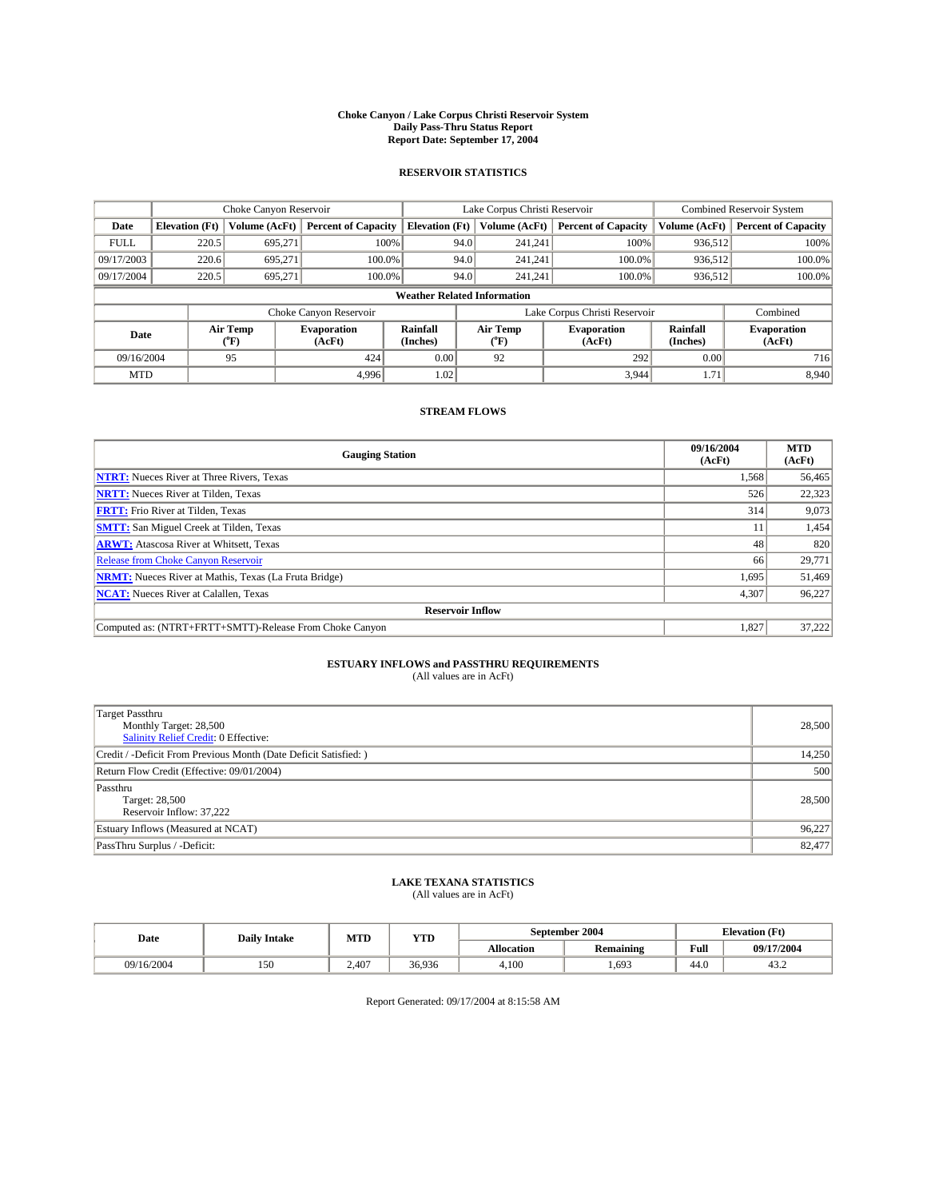# Choke Canyon / Lake Corpus Christi Reservoir System
## Daily Pass-Thru Status Report
### Report Date: September 17, 2004

## RESERVOIR STATISTICS

| | Choke Canyon Reservoir | | | Lake Corpus Christi Reservoir | | | Combined Reservoir System | |
|---|---|---|---|---|---|---|---|---|
| Date | Elevation (Ft) | Volume (AcFt) | Percent of Capacity | Elevation (Ft) | Volume (AcFt) | Percent of Capacity | Volume (AcFt) | Percent of Capacity |
| FULL | 220.5 | 695,271 | 100% | 94.0 | 241,241 | 100% | 936,512 | 100% |
| 09/17/2003 | 220.6 | 695,271 | 100.0% | 94.0 | 241,241 | 100.0% | 936,512 | 100.0% |
| 09/17/2004 | 220.5 | 695,271 | 100.0% | 94.0 | 241,241 | 100.0% | 936,512 | 100.0% |

**Weather Related Information**

| | Choke Canyon Reservoir | | | Lake Corpus Christi Reservoir | | | Combined |
|---|---|---|---|---|---|---|---|
| Date | Air Temp (°F) | Evaporation (AcFt) | Rainfall (Inches) | Air Temp (°F) | Evaporation (AcFt) | Rainfall (Inches) | Evaporation (AcFt) |
| 09/16/2004 | 95 | 424 | 0.00 | 92 | 292 | 0.00 | 716 |
| MTD | | 4,996 | 1.02 | | 3,944 | 1.71 | 8,940 |

## STREAM FLOWS

| Gauging Station | 09/16/2004 (AcFt) | MTD (AcFt) |
|---|---|---|
| NTRT: Nueces River at Three Rivers, Texas | 1,568 | 56,465 |
| NRTT: Nueces River at Tilden, Texas | 526 | 22,323 |
| FRTT: Frio River at Tilden, Texas | 314 | 9,073 |
| SMTT: San Miguel Creek at Tilden, Texas | 11 | 1,454 |
| ARWT: Atascosa River at Whitsett, Texas | 48 | 820 |
| Release from Choke Canyon Reservoir | 66 | 29,771 |
| NRMT: Nueces River at Mathis, Texas (La Fruta Bridge) | 1,695 | 51,469 |
| NCAT: Nueces River at Calallen, Texas | 4,307 | 96,227 |
| **Reservoir Inflow** | | |
| Computed as: (NTRT+FRTT+SMTT)-Release From Choke Canyon | 1,827 | 37,222 |

## ESTUARY INFLOWS and PASSTHRU REQUIREMENTS
(All values are in AcFt)

| | |
|---|---|
| Target Passthru<br>Monthly Target: 28,500<br>Salinity Relief Credit: 0 Effective: | 28,500 |
| Credit / -Deficit From Previous Month (Date Deficit Satisfied: ) | 14,250 |
| Return Flow Credit (Effective: 09/01/2004) | 500 |
| Passthru<br>Target: 28,500<br>Reservoir Inflow: 37,222 | 28,500 |
| Estuary Inflows (Measured at NCAT) | 96,227 |
| PassThru Surplus / -Deficit: | 82,477 |

## LAKE TEXANA STATISTICS
(All values are in AcFt)

| Date | Daily Intake | MTD | YTD | September 2004 | | Elevation (Ft) | |
|---|---|---|---|---|---|---|---|
| | | | | Allocation | Remaining | Full | 09/17/2004 |
| 09/16/2004 | 150 | 2,407 | 36,936 | 4,100 | 1,693 | 44.0 | 43.2 |

Report Generated: 09/17/2004 at 8:15:58 AM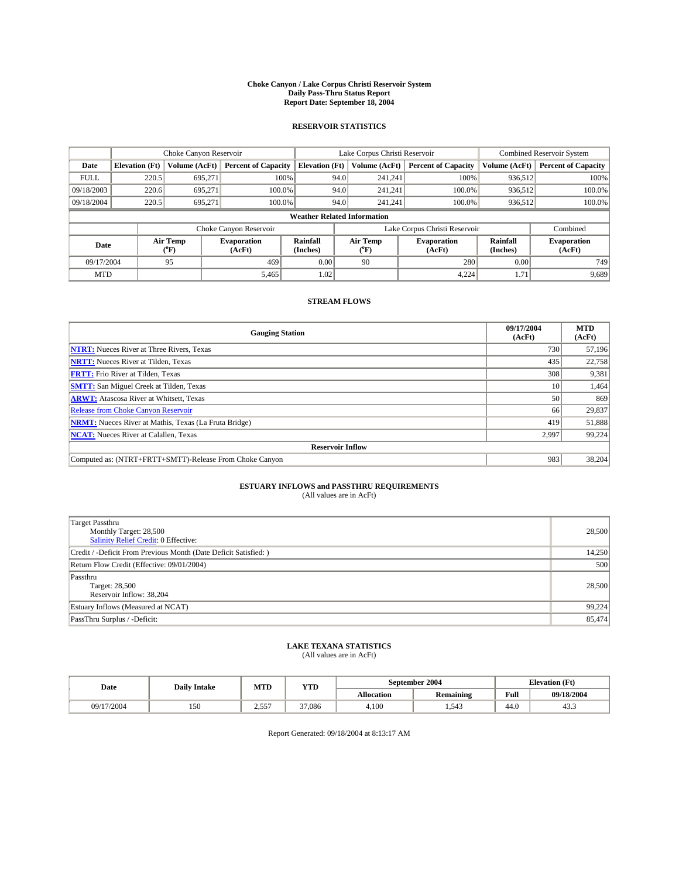# Choke Canyon / Lake Corpus Christi Reservoir System
## Daily Pass-Thru Status Report
### Report Date: September 18, 2004

## RESERVOIR STATISTICS

| | Choke Canyon Reservoir | | | Lake Corpus Christi Reservoir | | | Combined Reservoir System | |
|---|---|---|---|---|---|---|---|---|
| Date | Elevation (Ft) | Volume (AcFt) | Percent of Capacity | Elevation (Ft) | Volume (AcFt) | Percent of Capacity | Volume (AcFt) | Percent of Capacity |
| FULL | 220.5 | 695,271 | 100% | 94.0 | 241,241 | 100% | 936,512 | 100% |
| 09/18/2003 | 220.6 | 695,271 | 100.0% | 94.0 | 241,241 | 100.0% | 936,512 | 100.0% |
| 09/18/2004 | 220.5 | 695,271 | 100.0% | 94.0 | 241,241 | 100.0% | 936,512 | 100.0% |

**Weather Related Information**

| | Choke Canyon Reservoir | | | Lake Corpus Christi Reservoir | | | Combined |
|---|---|---|---|---|---|---|---|
| Date | Air Temp (°F) | Evaporation (AcFt) | Rainfall (Inches) | Air Temp (°F) | Evaporation (AcFt) | Rainfall (Inches) | Evaporation (AcFt) |
| 09/17/2004 | 95 | 469 | 0.00 | 90 | 280 | 0.00 | 749 |
| MTD | | 5,465 | 1.02 | | 4,224 | 1.71 | 9,689 |

## STREAM FLOWS

| Gauging Station | 09/17/2004 (AcFt) | MTD (AcFt) |
|---|---|---|
| NTRT: Nueces River at Three Rivers, Texas | 730 | 57,196 |
| NRTT: Nueces River at Tilden, Texas | 435 | 22,758 |
| FRTT: Frio River at Tilden, Texas | 308 | 9,381 |
| SMTT: San Miguel Creek at Tilden, Texas | 10 | 1,464 |
| ARWT: Atascosa River at Whitsett, Texas | 50 | 869 |
| Release from Choke Canyon Reservoir | 66 | 29,837 |
| NRMT: Nueces River at Mathis, Texas (La Fruta Bridge) | 419 | 51,888 |
| NCAT: Nueces River at Calallen, Texas | 2,997 | 99,224 |
| **Reservoir Inflow** | | |
| Computed as: (NTRT+FRTT+SMTT)-Release From Choke Canyon | 983 | 38,204 |

## ESTUARY INFLOWS and PASSTHRU REQUIREMENTS
(All values are in AcFt)

| | |
|---|---|
| Target Passthru<br>Monthly Target: 28,500<br>Salinity Relief Credit: 0 Effective: | 28,500 |
| Credit / -Deficit From Previous Month (Date Deficit Satisfied: ) | 14,250 |
| Return Flow Credit (Effective: 09/01/2004) | 500 |
| Passthru<br>Target: 28,500<br>Reservoir Inflow: 38,204 | 28,500 |
| Estuary Inflows (Measured at NCAT) | 99,224 |
| PassThru Surplus / -Deficit: | 85,474 |

## LAKE TEXANA STATISTICS
(All values are in AcFt)

| Date | Daily Intake | MTD | YTD | September 2004 | | Elevation (Ft) | |
|---|---|---|---|---|---|---|---|
| | | | | Allocation | Remaining | Full | 09/18/2004 |
| 09/17/2004 | 150 | 2,557 | 37,086 | 4,100 | 1,543 | 44.0 | 43.3 |

Report Generated: 09/18/2004 at 8:13:17 AM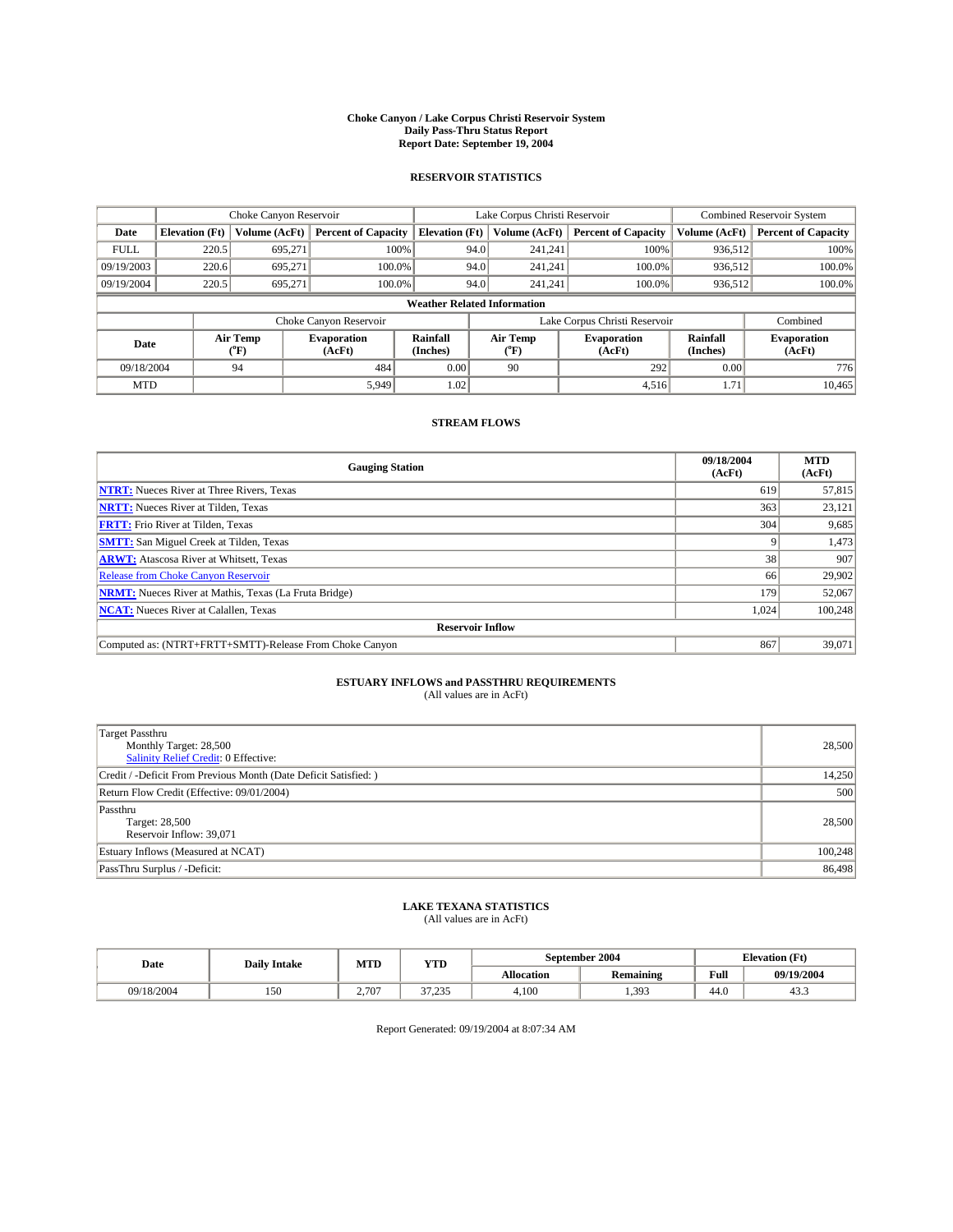# Choke Canyon / Lake Corpus Christi Reservoir System
## Daily Pass-Thru Status Report
## Report Date: September 19, 2004

### RESERVOIR STATISTICS

| | Choke Canyon Reservoir | | | Lake Corpus Christi Reservoir | | | Combined Reservoir System | |
|---|---|---|---|---|---|---|---|---|
| Date | Elevation (Ft) | Volume (AcFt) | Percent of Capacity | Elevation (Ft) | Volume (AcFt) | Percent of Capacity | Volume (AcFt) | Percent of Capacity |
| FULL | 220.5 | 695,271 | 100% | 94.0 | 241,241 | 100% | 936,512 | 100% |
| 09/19/2003 | 220.6 | 695,271 | 100.0% | 94.0 | 241,241 | 100.0% | 936,512 | 100.0% |
| 09/19/2004 | 220.5 | 695,271 | 100.0% | 94.0 | 241,241 | 100.0% | 936,512 | 100.0% |

**Weather Related Information**

| | Choke Canyon Reservoir | | | Lake Corpus Christi Reservoir | | | Combined |
|---|---|---|---|---|---|---|---|
| Date | Air Temp (°F) | Evaporation (AcFt) | Rainfall (Inches) | Air Temp (°F) | Evaporation (AcFt) | Rainfall (Inches) | Evaporation (AcFt) |
| 09/18/2004 | 94 | 484 | 0.00 | 90 | 292 | 0.00 | 776 |
| MTD | | 5,949 | 1.02 | | 4,516 | 1.71 | 10,465 |

### STREAM FLOWS

| Gauging Station | 09/18/2004 (AcFt) | MTD (AcFt) |
|---|---|---|
| NTRT: Nueces River at Three Rivers, Texas | 619 | 57,815 |
| NRTT: Nueces River at Tilden, Texas | 363 | 23,121 |
| FRTT: Frio River at Tilden, Texas | 304 | 9,685 |
| SMTT: San Miguel Creek at Tilden, Texas | 9 | 1,473 |
| ARWT: Atascosa River at Whitsett, Texas | 38 | 907 |
| Release from Choke Canyon Reservoir | 66 | 29,902 |
| NRMT: Nueces River at Mathis, Texas (La Fruta Bridge) | 179 | 52,067 |
| NCAT: Nueces River at Calallen, Texas | 1,024 | 100,248 |
| **Reservoir Inflow** | | |
| Computed as: (NTRT+FRTT+SMTT)-Release From Choke Canyon | 867 | 39,071 |

### ESTUARY INFLOWS and PASSTHRU REQUIREMENTS
(All values are in AcFt)

| | |
|---|---|
| Target Passthru<br>Monthly Target: 28,500<br>Salinity Relief Credit: 0 Effective: | 28,500 |
| Credit / -Deficit From Previous Month (Date Deficit Satisfied: ) | 14,250 |
| Return Flow Credit (Effective: 09/01/2004) | 500 |
| Passthru<br>Target: 28,500<br>Reservoir Inflow: 39,071 | 28,500 |
| Estuary Inflows (Measured at NCAT) | 100,248 |
| PassThru Surplus / -Deficit: | 86,498 |

### LAKE TEXANA STATISTICS
(All values are in AcFt)

| Date | Daily Intake | MTD | YTD | September 2004 | | Elevation (Ft) | |
|---|---|---|---|---|---|---|---|
| | | | | Allocation | Remaining | Full | 09/19/2004 |
| 09/18/2004 | 150 | 2,707 | 37,235 | 4,100 | 1,393 | 44.0 | 43.3 |

Report Generated: 09/19/2004 at 8:07:34 AM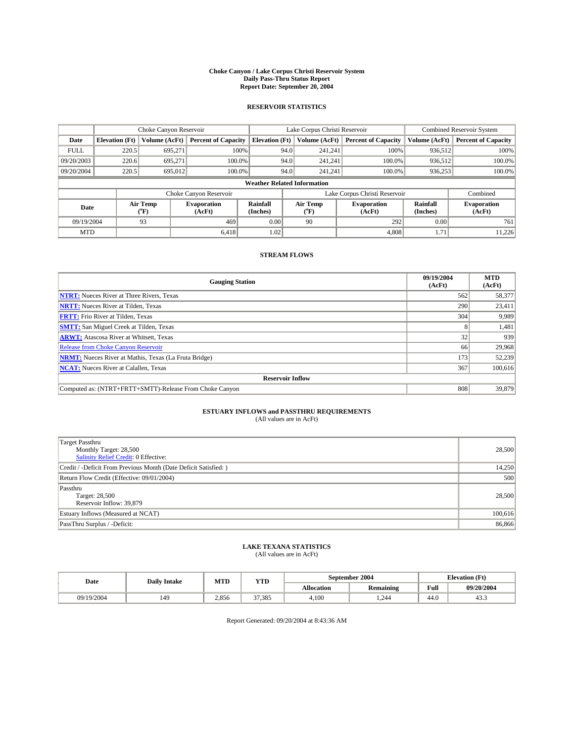# Choke Canyon / Lake Corpus Christi Reservoir System
## Daily Pass-Thru Status Report
## Report Date: September 20, 2004

### RESERVOIR STATISTICS

| | Choke Canyon Reservoir | | | Lake Corpus Christi Reservoir | | | Combined Reservoir System | |
|---|---|---|---|---|---|---|---|---|
| Date | Elevation (Ft) | Volume (AcFt) | Percent of Capacity | Elevation (Ft) | Volume (AcFt) | Percent of Capacity | Volume (AcFt) | Percent of Capacity |
| FULL | 220.5 | 695,271 | 100% | 94.0 | 241,241 | 100% | 936,512 | 100% |
| 09/20/2003 | 220.6 | 695,271 | 100.0% | 94.0 | 241,241 | 100.0% | 936,512 | 100.0% |
| 09/20/2004 | 220.5 | 695,012 | 100.0% | 94.0 | 241,241 | 100.0% | 936,253 | 100.0% |

**Weather Related Information**

| | Choke Canyon Reservoir | | | Lake Corpus Christi Reservoir | | | Combined |
|---|---|---|---|---|---|---|---|
| Date | Air Temp (°F) | Evaporation (AcFt) | Rainfall (Inches) | Air Temp (°F) | Evaporation (AcFt) | Rainfall (Inches) | Evaporation (AcFt) |
| 09/19/2004 | 93 | 469 | 0.00 | 90 | 292 | 0.00 | 761 |
| MTD | | 6,418 | 1.02 | | 4,808 | 1.71 | 11,226 |

### STREAM FLOWS

| Gauging Station | 09/19/2004 (AcFt) | MTD (AcFt) |
|---|---|---|
| NTRT: Nueces River at Three Rivers, Texas | 562 | 58,377 |
| NRTT: Nueces River at Tilden, Texas | 290 | 23,411 |
| FRTT: Frio River at Tilden, Texas | 304 | 9,989 |
| SMTT: San Miguel Creek at Tilden, Texas | 8 | 1,481 |
| ARWT: Atascosa River at Whitsett, Texas | 32 | 939 |
| Release from Choke Canyon Reservoir | 66 | 29,968 |
| NRMT: Nueces River at Mathis, Texas (La Fruta Bridge) | 173 | 52,239 |
| NCAT: Nueces River at Calallen, Texas | 367 | 100,616 |
| **Reservoir Inflow** | | |
| Computed as: (NTRT+FRTT+SMTT)-Release From Choke Canyon | 808 | 39,879 |

### ESTUARY INFLOWS and PASSTHRU REQUIREMENTS
(All values are in AcFt)

| | |
|---|---|
| Target Passthru<br>Monthly Target: 28,500<br>Salinity Relief Credit: 0 Effective: | 28,500 |
| Credit / -Deficit From Previous Month (Date Deficit Satisfied: ) | 14,250 |
| Return Flow Credit (Effective: 09/01/2004) | 500 |
| Passthru<br>Target: 28,500<br>Reservoir Inflow: 39,879 | 28,500 |
| Estuary Inflows (Measured at NCAT) | 100,616 |
| PassThru Surplus / -Deficit: | 86,866 |

### LAKE TEXANA STATISTICS
(All values are in AcFt)

| Date | Daily Intake | MTD | YTD | September 2004 | | Elevation (Ft) | |
|---|---|---|---|---|---|---|---|
| | | | | Allocation | Remaining | Full | 09/20/2004 |
| 09/19/2004 | 149 | 2,856 | 37,385 | 4,100 | 1,244 | 44.0 | 43.3 |

Report Generated: 09/20/2004 at 8:43:36 AM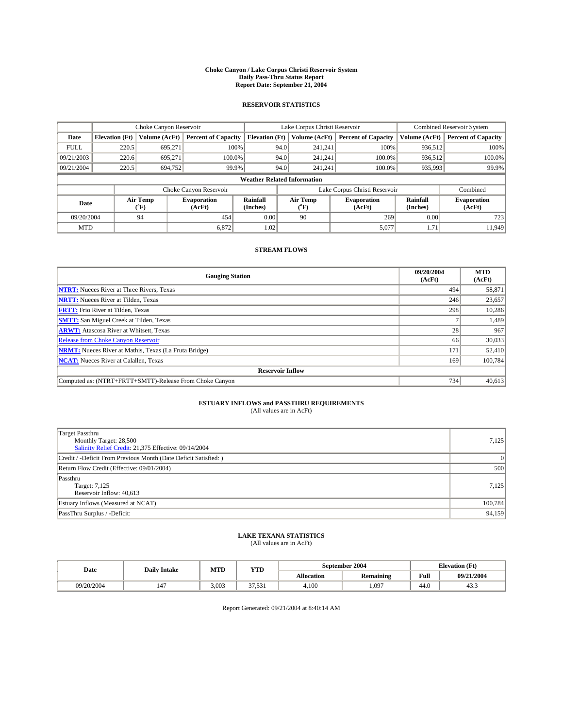# Choke Canyon / Lake Corpus Christi Reservoir System
## Daily Pass-Thru Status Report
## Report Date: September 21, 2004

### RESERVOIR STATISTICS

| | Choke Canyon Reservoir | | | Lake Corpus Christi Reservoir | | | Combined Reservoir System | |
|---|---|---|---|---|---|---|---|---|
| Date | Elevation (Ft) | Volume (AcFt) | Percent of Capacity | Elevation (Ft) | Volume (AcFt) | Percent of Capacity | Volume (AcFt) | Percent of Capacity |
| FULL | 220.5 | 695,271 | 100% | 94.0 | 241,241 | 100% | 936,512 | 100% |
| 09/21/2003 | 220.6 | 695,271 | 100.0% | 94.0 | 241,241 | 100.0% | 936,512 | 100.0% |
| 09/21/2004 | 220.5 | 694,752 | 99.9% | 94.0 | 241,241 | 100.0% | 935,993 | 99.9% |

**Weather Related Information**

| | Choke Canyon Reservoir | | | Lake Corpus Christi Reservoir | | | Combined |
|---|---|---|---|---|---|---|---|
| Date | Air Temp (°F) | Evaporation (AcFt) | Rainfall (Inches) | Air Temp (°F) | Evaporation (AcFt) | Rainfall (Inches) | Evaporation (AcFt) |
| 09/20/2004 | 94 | 454 | 0.00 | 90 | 269 | 0.00 | 723 |
| MTD | | 6,872 | 1.02 | | 5,077 | 1.71 | 11,949 |

### STREAM FLOWS

| Gauging Station | 09/20/2004 (AcFt) | MTD (AcFt) |
|---|---|---|
| NTRT: Nueces River at Three Rivers, Texas | 494 | 58,871 |
| NRTT: Nueces River at Tilden, Texas | 246 | 23,657 |
| FRTT: Frio River at Tilden, Texas | 298 | 10,286 |
| SMTT: San Miguel Creek at Tilden, Texas | 7 | 1,489 |
| ARWT: Atascosa River at Whitsett, Texas | 28 | 967 |
| Release from Choke Canyon Reservoir | 66 | 30,033 |
| NRMT: Nueces River at Mathis, Texas (La Fruta Bridge) | 171 | 52,410 |
| NCAT: Nueces River at Calallen, Texas | 169 | 100,784 |
| **Reservoir Inflow** | | |
| Computed as: (NTRT+FRTT+SMTT)-Release From Choke Canyon | 734 | 40,613 |

### ESTUARY INFLOWS and PASSTHRU REQUIREMENTS
(All values are in AcFt)

| | |
|---|---|
| Target Passthru<br>Monthly Target: 28,500<br>Salinity Relief Credit: 21,375 Effective: 09/14/2004 | 7,125 |
| Credit / -Deficit From Previous Month (Date Deficit Satisfied: ) | 0 |
| Return Flow Credit (Effective: 09/01/2004) | 500 |
| Passthru<br>Target: 7,125<br>Reservoir Inflow: 40,613 | 7,125 |
| Estuary Inflows (Measured at NCAT) | 100,784 |
| PassThru Surplus / -Deficit: | 94,159 |

### LAKE TEXANA STATISTICS
(All values are in AcFt)

| Date | Daily Intake | MTD | YTD | September 2004 | | Elevation (Ft) | |
|---|---|---|---|---|---|---|---|
| | | | | Allocation | Remaining | Full | 09/21/2004 |
| 09/20/2004 | 147 | 3,003 | 37,531 | 4,100 | 1,097 | 44.0 | 43.3 |

Report Generated: 09/21/2004 at 8:40:14 AM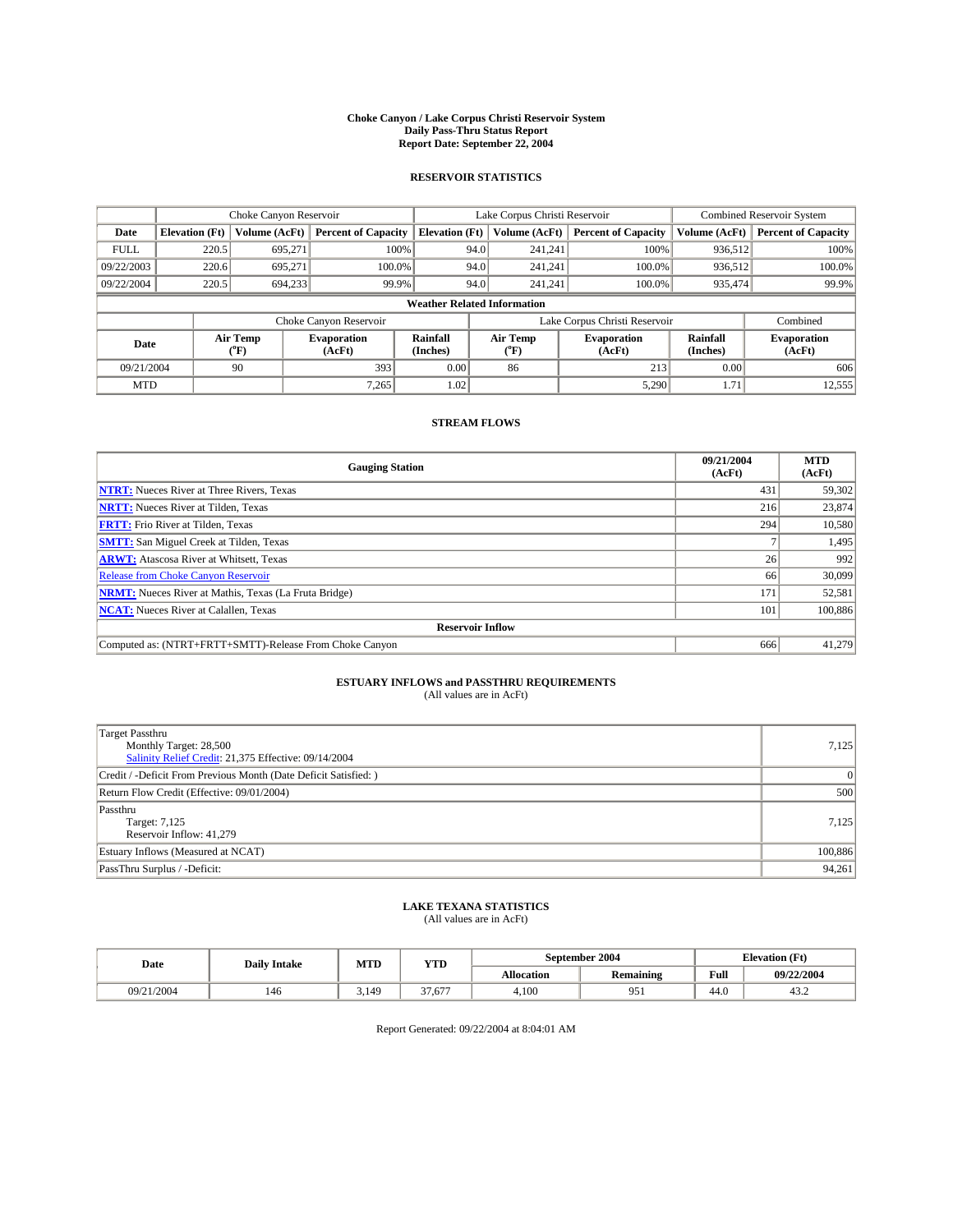# Choke Canyon / Lake Corpus Christi Reservoir System
## Daily Pass-Thru Status Report
## Report Date: September 22, 2004

### RESERVOIR STATISTICS

| | Choke Canyon Reservoir | | | Lake Corpus Christi Reservoir | | | Combined Reservoir System | |
|---|---|---|---|---|---|---|---|---|
| **Date** | **Elevation (Ft)** | **Volume (AcFt)** | **Percent of Capacity** | **Elevation (Ft)** | **Volume (AcFt)** | **Percent of Capacity** | **Volume (AcFt)** | **Percent of Capacity** |
| FULL | 220.5 | 695,271 | 100% | 94.0 | 241,241 | 100% | 936,512 | 100% |
| 09/22/2003 | 220.6 | 695,271 | 100.0% | 94.0 | 241,241 | 100.0% | 936,512 | 100.0% |
| 09/22/2004 | 220.5 | 694,233 | 99.9% | 94.0 | 241,241 | 100.0% | 935,474 | 99.9% |

**Weather Related Information**

| | Choke Canyon Reservoir | | | Lake Corpus Christi Reservoir | | | Combined |
|---|---|---|---|---|---|---|---|
| **Date** | **Air Temp (°F)** | **Evaporation (AcFt)** | **Rainfall (Inches)** | **Air Temp (°F)** | **Evaporation (AcFt)** | **Rainfall (Inches)** | **Evaporation (AcFt)** |
| 09/21/2004 | 90 | 393 | 0.00 | 86 | 213 | 0.00 | 606 |
| MTD | | 7,265 | 1.02 | | 5,290 | 1.71 | 12,555 |

### STREAM FLOWS

| Gauging Station | 09/21/2004 (AcFt) | MTD (AcFt) |
|---|---|---|
| **NTRT:** Nueces River at Three Rivers, Texas | 431 | 59,302 |
| **NRTT:** Nueces River at Tilden, Texas | 216 | 23,874 |
| **FRTT:** Frio River at Tilden, Texas | 294 | 10,580 |
| **SMTT:** San Miguel Creek at Tilden, Texas | 7 | 1,495 |
| **ARWT:** Atascosa River at Whitsett, Texas | 26 | 992 |
| Release from Choke Canyon Reservoir | 66 | 30,099 |
| **NRMT:** Nueces River at Mathis, Texas (La Fruta Bridge) | 171 | 52,581 |
| **NCAT:** Nueces River at Calallen, Texas | 101 | 100,886 |
| **Reservoir Inflow** | | |
| Computed as: (NTRT+FRTT+SMTT)-Release From Choke Canyon | 666 | 41,279 |

### ESTUARY INFLOWS and PASSTHRU REQUIREMENTS
(All values are in AcFt)

| | |
|---|---|
| Target Passthru<br>Monthly Target: 28,500<br>Salinity Relief Credit: 21,375 Effective: 09/14/2004 | 7,125 |
| Credit / -Deficit From Previous Month (Date Deficit Satisfied: ) | 0 |
| Return Flow Credit (Effective: 09/01/2004) | 500 |
| Passthru<br>Target: 7,125<br>Reservoir Inflow: 41,279 | 7,125 |
| Estuary Inflows (Measured at NCAT) | 100,886 |
| PassThru Surplus / -Deficit: | 94,261 |

### LAKE TEXANA STATISTICS
(All values are in AcFt)

| Date | Daily Intake | MTD | YTD | September 2004 | | Elevation (Ft) | |
|---|---|---|---|---|---|---|---|
| | | | | **Allocation** | **Remaining** | **Full** | **09/22/2004** |
| 09/21/2004 | 146 | 3,149 | 37,677 | 4,100 | 951 | 44.0 | 43.2 |

Report Generated: 09/22/2004 at 8:04:01 AM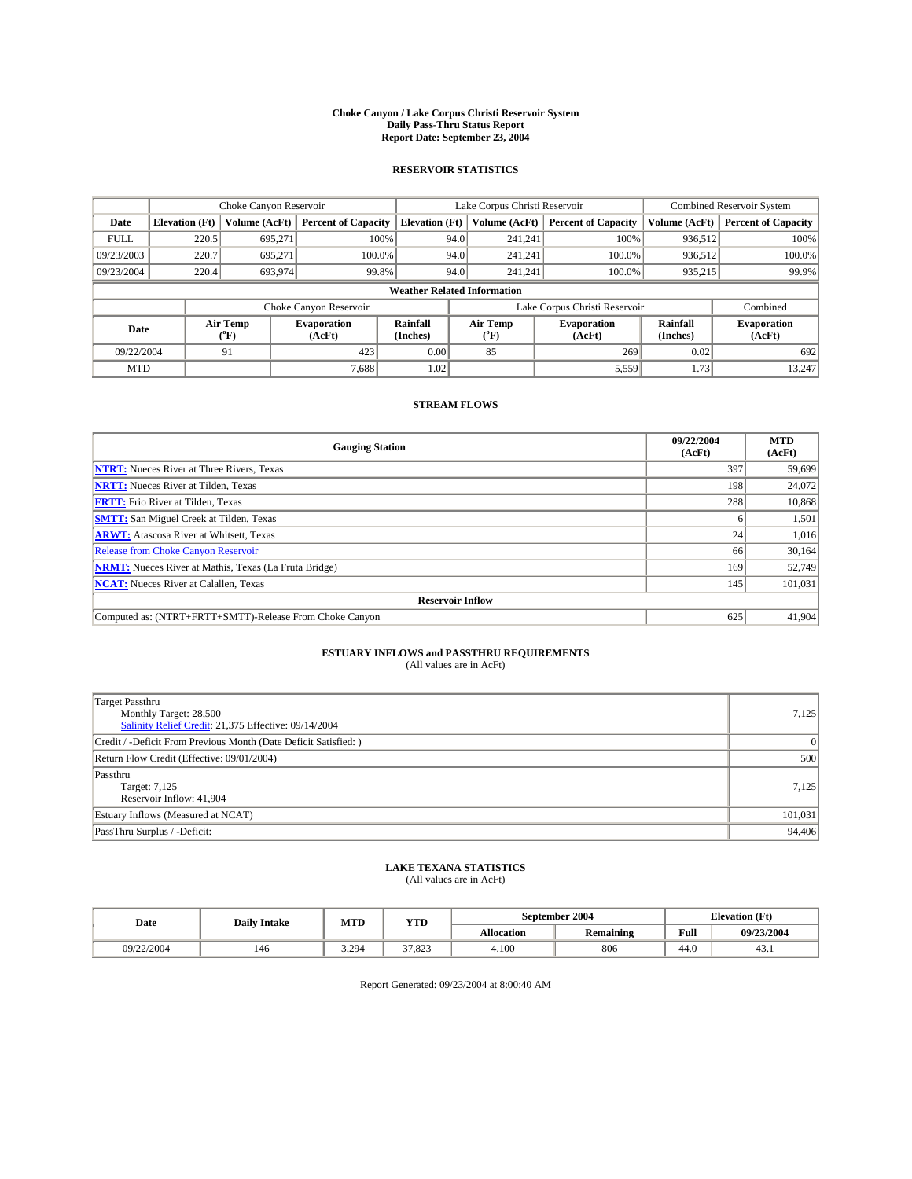# Choke Canyon / Lake Corpus Christi Reservoir System
## Daily Pass-Thru Status Report
### Report Date: September 23, 2004

## RESERVOIR STATISTICS

| | Choke Canyon Reservoir | | | Lake Corpus Christi Reservoir | | | Combined Reservoir System | |
|---|---|---|---|---|---|---|---|---|
| Date | Elevation (Ft) | Volume (AcFt) | Percent of Capacity | Elevation (Ft) | Volume (AcFt) | Percent of Capacity | Volume (AcFt) | Percent of Capacity |
| FULL | 220.5 | 695,271 | 100% | 94.0 | 241,241 | 100% | 936,512 | 100% |
| 09/23/2003 | 220.7 | 695,271 | 100.0% | 94.0 | 241,241 | 100.0% | 936,512 | 100.0% |
| 09/23/2004 | 220.4 | 693,974 | 99.8% | 94.0 | 241,241 | 100.0% | 935,215 | 99.9% |

**Weather Related Information**

| | Choke Canyon Reservoir | | | Lake Corpus Christi Reservoir | | | Combined |
|---|---|---|---|---|---|---|---|
| Date | Air Temp (°F) | Evaporation (AcFt) | Rainfall (Inches) | Air Temp (°F) | Evaporation (AcFt) | Rainfall (Inches) | Evaporation (AcFt) |
| 09/22/2004 | 91 | 423 | 0.00 | 85 | 269 | 0.02 | 692 |
| MTD | | 7,688 | 1.02 | | 5,559 | 1.73 | 13,247 |

## STREAM FLOWS

| Gauging Station | 09/22/2004 (AcFt) | MTD (AcFt) |
|---|---|---|
| **NTRT:** Nueces River at Three Rivers, Texas | 397 | 59,699 |
| **NRTT:** Nueces River at Tilden, Texas | 198 | 24,072 |
| **FRTT:** Frio River at Tilden, Texas | 288 | 10,868 |
| **SMTT:** San Miguel Creek at Tilden, Texas | 6 | 1,501 |
| **ARWT:** Atascosa River at Whitsett, Texas | 24 | 1,016 |
| Release from Choke Canyon Reservoir | 66 | 30,164 |
| **NRMT:** Nueces River at Mathis, Texas (La Fruta Bridge) | 169 | 52,749 |
| **NCAT:** Nueces River at Calallen, Texas | 145 | 101,031 |
| **Reservoir Inflow** | | |
| Computed as: (NTRT+FRTT+SMTT)-Release From Choke Canyon | 625 | 41,904 |

## ESTUARY INFLOWS and PASSTHRU REQUIREMENTS
(All values are in AcFt)

| | |
|---|---|
| Target Passthru<br>Monthly Target: 28,500<br>Salinity Relief Credit: 21,375 Effective: 09/14/2004 | 7,125 |
| Credit / -Deficit From Previous Month (Date Deficit Satisfied: ) | 0 |
| Return Flow Credit (Effective: 09/01/2004) | 500 |
| Passthru<br>Target: 7,125<br>Reservoir Inflow: 41,904 | 7,125 |
| Estuary Inflows (Measured at NCAT) | 101,031 |
| PassThru Surplus / -Deficit: | 94,406 |

## LAKE TEXANA STATISTICS
(All values are in AcFt)

| Date | Daily Intake | MTD | YTD | September 2004 | | Elevation (Ft) | |
|---|---|---|---|---|---|---|---|
| | | | | Allocation | Remaining | Full | 09/23/2004 |
| 09/22/2004 | 146 | 3,294 | 37,823 | 4,100 | 806 | 44.0 | 43.1 |

Report Generated: 09/23/2004 at 8:00:40 AM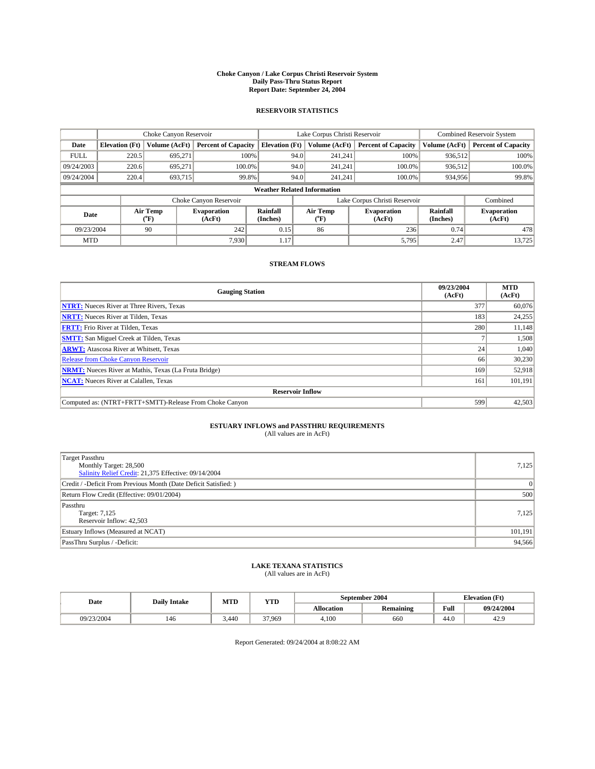# Choke Canyon / Lake Corpus Christi Reservoir System
## Daily Pass-Thru Status Report
### Report Date: September 24, 2004

## RESERVOIR STATISTICS

| | Choke Canyon Reservoir | | | Lake Corpus Christi Reservoir | | | Combined Reservoir System | |
|---|---|---|---|---|---|---|---|---|
| Date | Elevation (Ft) | Volume (AcFt) | Percent of Capacity | Elevation (Ft) | Volume (AcFt) | Percent of Capacity | Volume (AcFt) | Percent of Capacity |
| FULL | 220.5 | 695,271 | 100% | 94.0 | 241,241 | 100% | 936,512 | 100% |
| 09/24/2003 | 220.6 | 695,271 | 100.0% | 94.0 | 241,241 | 100.0% | 936,512 | 100.0% |
| 09/24/2004 | 220.4 | 693,715 | 99.8% | 94.0 | 241,241 | 100.0% | 934,956 | 99.8% |

**Weather Related Information**

| | Choke Canyon Reservoir | | | Lake Corpus Christi Reservoir | | | Combined |
|---|---|---|---|---|---|---|---|
| Date | Air Temp (°F) | Evaporation (AcFt) | Rainfall (Inches) | Air Temp (°F) | Evaporation (AcFt) | Rainfall (Inches) | Evaporation (AcFt) |
| 09/23/2004 | 90 | 242 | 0.15 | 86 | 236 | 0.74 | 478 |
| MTD | | 7,930 | 1.17 | | 5,795 | 2.47 | 13,725 |

## STREAM FLOWS

| Gauging Station | 09/23/2004 (AcFt) | MTD (AcFt) |
|---|---|---|
| **NTRT:** Nueces River at Three Rivers, Texas | 377 | 60,076 |
| **NRTT:** Nueces River at Tilden, Texas | 183 | 24,255 |
| **FRTT:** Frio River at Tilden, Texas | 280 | 11,148 |
| **SMTT:** San Miguel Creek at Tilden, Texas | 7 | 1,508 |
| **ARWT:** Atascosa River at Whitsett, Texas | 24 | 1,040 |
| Release from Choke Canyon Reservoir | 66 | 30,230 |
| **NRMT:** Nueces River at Mathis, Texas (La Fruta Bridge) | 169 | 52,918 |
| **NCAT:** Nueces River at Calallen, Texas | 161 | 101,191 |
| **Reservoir Inflow** | | |
| Computed as: (NTRT+FRTT+SMTT)-Release From Choke Canyon | 599 | 42,503 |

## ESTUARY INFLOWS and PASSTHRU REQUIREMENTS
(All values are in AcFt)

| | |
|---|---|
| Target Passthru<br>Monthly Target: 28,500<br>Salinity Relief Credit: 21,375 Effective: 09/14/2004 | 7,125 |
| Credit / -Deficit From Previous Month (Date Deficit Satisfied: ) | 0 |
| Return Flow Credit (Effective: 09/01/2004) | 500 |
| Passthru<br>Target: 7,125<br>Reservoir Inflow: 42,503 | 7,125 |
| Estuary Inflows (Measured at NCAT) | 101,191 |
| PassThru Surplus / -Deficit: | 94,566 |

## LAKE TEXANA STATISTICS
(All values are in AcFt)

| Date | Daily Intake | MTD | YTD | September 2004 | | Elevation (Ft) | |
|---|---|---|---|---|---|---|---|
| | | | | Allocation | Remaining | Full | 09/24/2004 |
| 09/23/2004 | 146 | 3,440 | 37,969 | 4,100 | 660 | 44.0 | 42.9 |

Report Generated: 09/24/2004 at 8:08:22 AM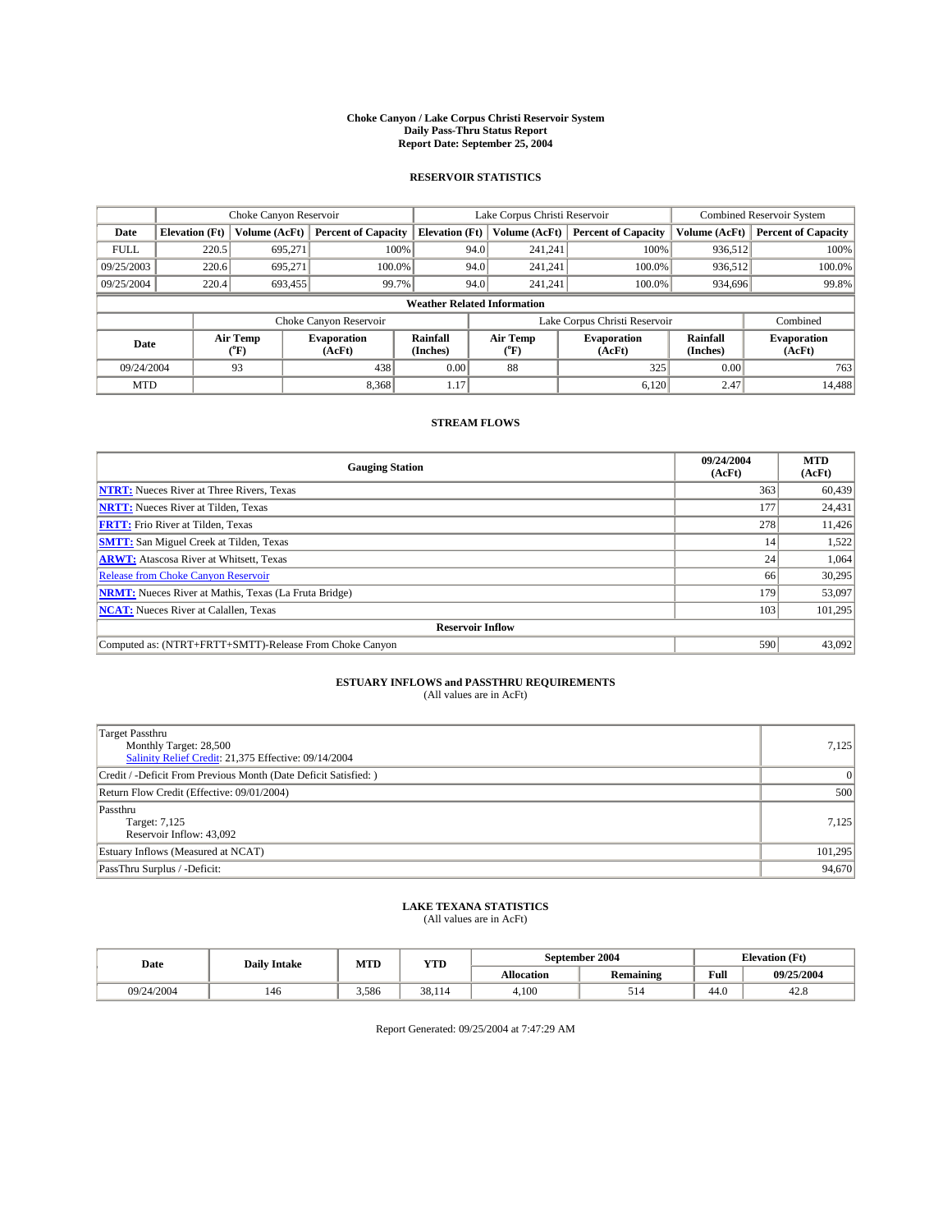# Choke Canyon / Lake Corpus Christi Reservoir System
## Daily Pass-Thru Status Report
## Report Date: September 25, 2004

### RESERVOIR STATISTICS

| | Choke Canyon Reservoir | | | Lake Corpus Christi Reservoir | | | Combined Reservoir System | |
|---|---|---|---|---|---|---|---|---|
| Date | Elevation (Ft) | Volume (AcFt) | Percent of Capacity | Elevation (Ft) | Volume (AcFt) | Percent of Capacity | Volume (AcFt) | Percent of Capacity |
| FULL | 220.5 | 695,271 | 100% | 94.0 | 241,241 | 100% | 936,512 | 100% |
| 09/25/2003 | 220.6 | 695,271 | 100.0% | 94.0 | 241,241 | 100.0% | 936,512 | 100.0% |
| 09/25/2004 | 220.4 | 693,455 | 99.7% | 94.0 | 241,241 | 100.0% | 934,696 | 99.8% |

**Weather Related Information**

| | Choke Canyon Reservoir | | | Lake Corpus Christi Reservoir | | | Combined |
|---|---|---|---|---|---|---|---|
| Date | Air Temp (°F) | Evaporation (AcFt) | Rainfall (Inches) | Air Temp (°F) | Evaporation (AcFt) | Rainfall (Inches) | Evaporation (AcFt) |
| 09/24/2004 | 93 | 438 | 0.00 | 88 | 325 | 0.00 | 763 |
| MTD | | 8,368 | 1.17 | | 6,120 | 2.47 | 14,488 |

### STREAM FLOWS

| Gauging Station | 09/24/2004 (AcFt) | MTD (AcFt) |
|---|---|---|
| **NTRT:** Nueces River at Three Rivers, Texas | 363 | 60,439 |
| **NRTT:** Nueces River at Tilden, Texas | 177 | 24,431 |
| **FRTT:** Frio River at Tilden, Texas | 278 | 11,426 |
| **SMTT:** San Miguel Creek at Tilden, Texas | 14 | 1,522 |
| **ARWT:** Atascosa River at Whitsett, Texas | 24 | 1,064 |
| Release from Choke Canyon Reservoir | 66 | 30,295 |
| **NRMT:** Nueces River at Mathis, Texas (La Fruta Bridge) | 179 | 53,097 |
| **NCAT:** Nueces River at Calallen, Texas | 103 | 101,295 |
| **Reservoir Inflow** | | |
| Computed as: (NTRT+FRTT+SMTT)-Release From Choke Canyon | 590 | 43,092 |

### ESTUARY INFLOWS and PASSTHRU REQUIREMENTS
(All values are in AcFt)

| | |
|---|---|
| Target Passthru<br>Monthly Target: 28,500<br>Salinity Relief Credit: 21,375 Effective: 09/14/2004 | 7,125 |
| Credit / -Deficit From Previous Month (Date Deficit Satisfied: ) | 0 |
| Return Flow Credit (Effective: 09/01/2004) | 500 |
| Passthru<br>Target: 7,125<br>Reservoir Inflow: 43,092 | 7,125 |
| Estuary Inflows (Measured at NCAT) | 101,295 |
| PassThru Surplus / -Deficit: | 94,670 |

### LAKE TEXANA STATISTICS
(All values are in AcFt)

| Date | Daily Intake | MTD | YTD | September 2004 | | Elevation (Ft) | |
|---|---|---|---|---|---|---|---|
| | | | | Allocation | Remaining | Full | 09/25/2004 |
| 09/24/2004 | 146 | 3,586 | 38,114 | 4,100 | 514 | 44.0 | 42.8 |

Report Generated: 09/25/2004 at 7:47:29 AM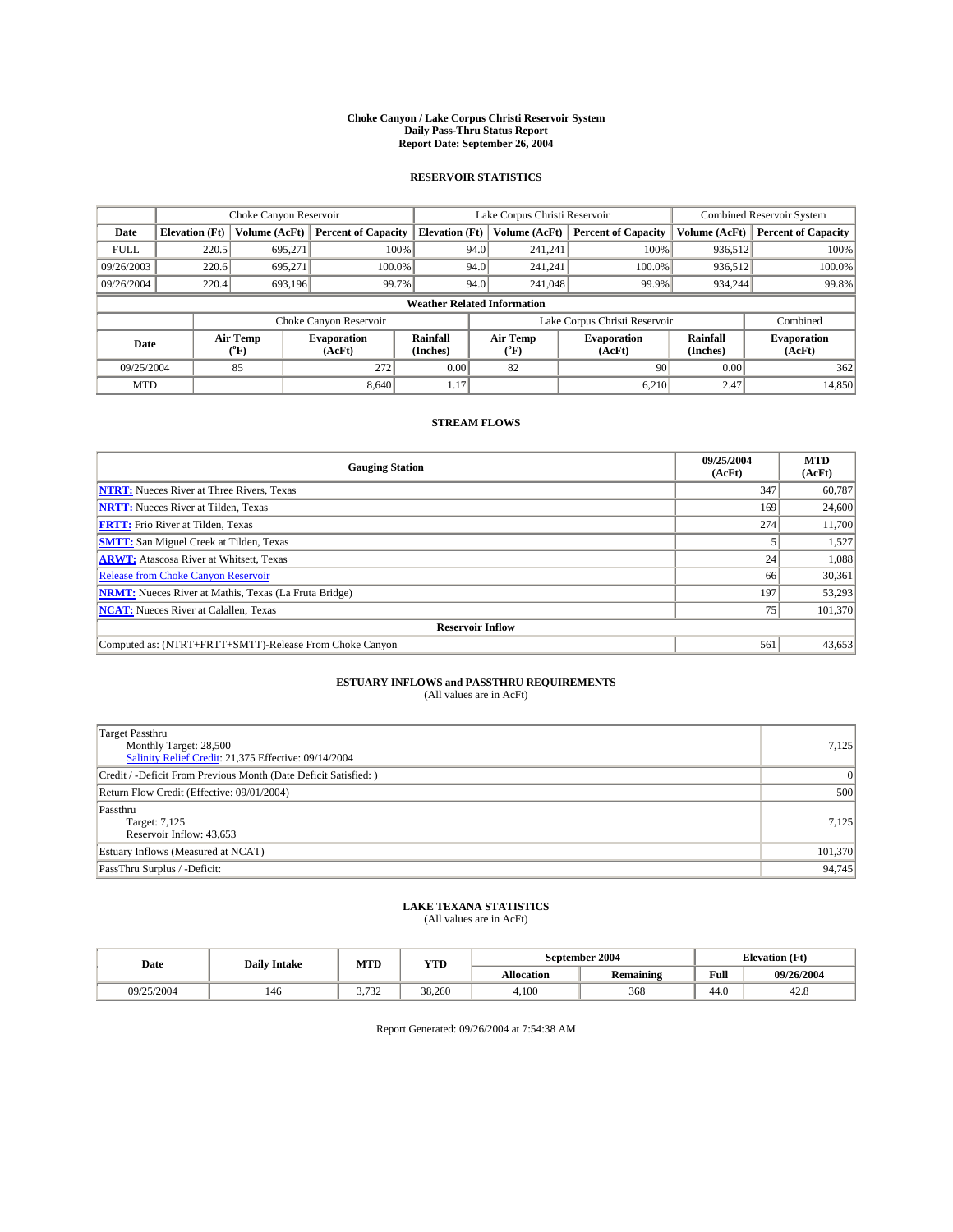**Choke Canyon / Lake Corpus Christi Reservoir System**
**Daily Pass-Thru Status Report**
**Report Date: September 26, 2004**

## RESERVOIR STATISTICS

| | Choke Canyon Reservoir | | | Lake Corpus Christi Reservoir | | | Combined Reservoir System | |
|---|---|---|---|---|---|---|---|---|
| **Date** | **Elevation (Ft)** | **Volume (AcFt)** | **Percent of Capacity** | **Elevation (Ft)** | **Volume (AcFt)** | **Percent of Capacity** | **Volume (AcFt)** | **Percent of Capacity** |
| FULL | 220.5 | 695,271 | 100% | 94.0 | 241,241 | 100% | 936,512 | 100% |
| 09/26/2003 | 220.6 | 695,271 | 100.0% | 94.0 | 241,241 | 100.0% | 936,512 | 100.0% |
| 09/26/2004 | 220.4 | 693,196 | 99.7% | 94.0 | 241,048 | 99.9% | 934,244 | 99.8% |

**Weather Related Information**

| | Choke Canyon Reservoir | | | Lake Corpus Christi Reservoir | | | Combined |
|---|---|---|---|---|---|---|---|
| **Date** | **Air Temp (°F)** | **Evaporation (AcFt)** | **Rainfall (Inches)** | **Air Temp (°F)** | **Evaporation (AcFt)** | **Rainfall (Inches)** | **Evaporation (AcFt)** |
| 09/25/2004 | 85 | 272 | 0.00 | 82 | 90 | 0.00 | 362 |
| MTD | | 8,640 | 1.17 | | 6,210 | 2.47 | 14,850 |

## STREAM FLOWS

| Gauging Station | 09/25/2004 (AcFt) | MTD (AcFt) |
|---|---|---|
| **NTRT:** Nueces River at Three Rivers, Texas | 347 | 60,787 |
| **NRTT:** Nueces River at Tilden, Texas | 169 | 24,600 |
| **FRTT:** Frio River at Tilden, Texas | 274 | 11,700 |
| **SMTT:** San Miguel Creek at Tilden, Texas | 5 | 1,527 |
| **ARWT:** Atascosa River at Whitsett, Texas | 24 | 1,088 |
| Release from Choke Canyon Reservoir | 66 | 30,361 |
| **NRMT:** Nueces River at Mathis, Texas (La Fruta Bridge) | 197 | 53,293 |
| **NCAT:** Nueces River at Calallen, Texas | 75 | 101,370 |
| **Reservoir Inflow** | | |
| Computed as: (NTRT+FRTT+SMTT)-Release From Choke Canyon | 561 | 43,653 |

## ESTUARY INFLOWS and PASSTHRU REQUIREMENTS

(All values are in AcFt)

| | |
|---|---|
| Target Passthru<br>Monthly Target: 28,500<br>Salinity Relief Credit: 21,375 Effective: 09/14/2004 | 7,125 |
| Credit / -Deficit From Previous Month (Date Deficit Satisfied: ) | 0 |
| Return Flow Credit (Effective: 09/01/2004) | 500 |
| Passthru<br>Target: 7,125<br>Reservoir Inflow: 43,653 | 7,125 |
| Estuary Inflows (Measured at NCAT) | 101,370 |
| PassThru Surplus / -Deficit: | 94,745 |

## LAKE TEXANA STATISTICS

(All values are in AcFt)

| Date | Daily Intake | MTD | YTD | September 2004 | | Elevation (Ft) | |
|---|---|---|---|---|---|---|---|
| | | | | **Allocation** | **Remaining** | **Full** | **09/26/2004** |
| 09/25/2004 | 146 | 3,732 | 38,260 | 4,100 | 368 | 44.0 | 42.8 |

Report Generated: 09/26/2004 at 7:54:38 AM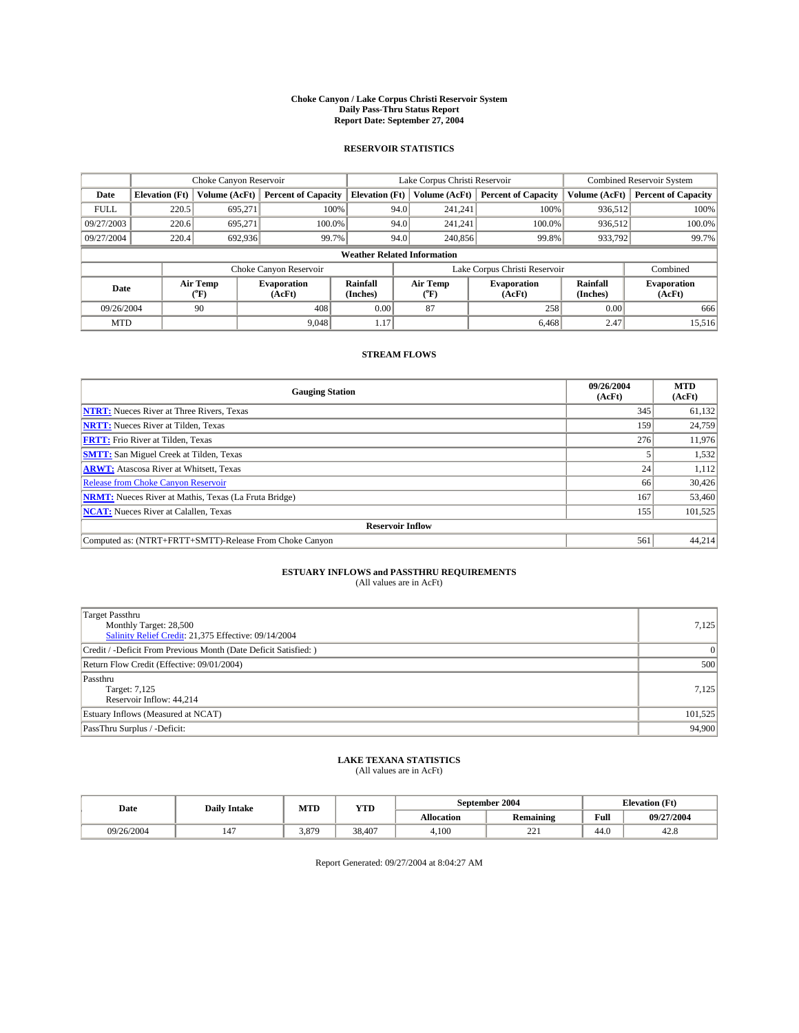# Choke Canyon / Lake Corpus Christi Reservoir System
## Daily Pass-Thru Status Report
## Report Date: September 27, 2004

### RESERVOIR STATISTICS

| | Choke Canyon Reservoir | | | Lake Corpus Christi Reservoir | | | Combined Reservoir System | |
|---|---|---|---|---|---|---|---|---|
| **Date** | **Elevation (Ft)** | **Volume (AcFt)** | **Percent of Capacity** | **Elevation (Ft)** | **Volume (AcFt)** | **Percent of Capacity** | **Volume (AcFt)** | **Percent of Capacity** |
| FULL | 220.5 | 695,271 | 100% | 94.0 | 241,241 | 100% | 936,512 | 100% |
| 09/27/2003 | 220.6 | 695,271 | 100.0% | 94.0 | 241,241 | 100.0% | 936,512 | 100.0% |
| 09/27/2004 | 220.4 | 692,936 | 99.7% | 94.0 | 240,856 | 99.8% | 933,792 | 99.7% |

**Weather Related Information**

| | Choke Canyon Reservoir | | | Lake Corpus Christi Reservoir | | | Combined |
|---|---|---|---|---|---|---|---|
| **Date** | **Air Temp (°F)** | **Evaporation (AcFt)** | **Rainfall (Inches)** | **Air Temp (°F)** | **Evaporation (AcFt)** | **Rainfall (Inches)** | **Evaporation (AcFt)** |
| 09/26/2004 | 90 | 408 | 0.00 | 87 | 258 | 0.00 | 666 |
| MTD | | 9,048 | 1.17 | | 6,468 | 2.47 | 15,516 |

### STREAM FLOWS

| Gauging Station | 09/26/2004 (AcFt) | MTD (AcFt) |
|---|---|---|
| **NTRT:** Nueces River at Three Rivers, Texas | 345 | 61,132 |
| **NRTT:** Nueces River at Tilden, Texas | 159 | 24,759 |
| **FRTT:** Frio River at Tilden, Texas | 276 | 11,976 |
| **SMTT:** San Miguel Creek at Tilden, Texas | 5 | 1,532 |
| **ARWT:** Atascosa River at Whitsett, Texas | 24 | 1,112 |
| Release from Choke Canyon Reservoir | 66 | 30,426 |
| **NRMT:** Nueces River at Mathis, Texas (La Fruta Bridge) | 167 | 53,460 |
| **NCAT:** Nueces River at Calallen, Texas | 155 | 101,525 |
| **Reservoir Inflow** | | |
| Computed as: (NTRT+FRTT+SMTT)-Release From Choke Canyon | 561 | 44,214 |

### ESTUARY INFLOWS and PASSTHRU REQUIREMENTS
(All values are in AcFt)

| | |
|---|---|
| Target Passthru<br>Monthly Target: 28,500<br>Salinity Relief Credit: 21,375 Effective: 09/14/2004 | 7,125 |
| Credit / -Deficit From Previous Month (Date Deficit Satisfied: ) | 0 |
| Return Flow Credit (Effective: 09/01/2004) | 500 |
| Passthru<br>Target: 7,125<br>Reservoir Inflow: 44,214 | 7,125 |
| Estuary Inflows (Measured at NCAT) | 101,525 |
| PassThru Surplus / -Deficit: | 94,900 |

### LAKE TEXANA STATISTICS
(All values are in AcFt)

| Date | Daily Intake | MTD | YTD | September 2004 | | Elevation (Ft) | |
|---|---|---|---|---|---|---|---|
| | | | | **Allocation** | **Remaining** | **Full** | **09/27/2004** |
| 09/26/2004 | 147 | 3,879 | 38,407 | 4,100 | 221 | 44.0 | 42.8 |

Report Generated: 09/27/2004 at 8:04:27 AM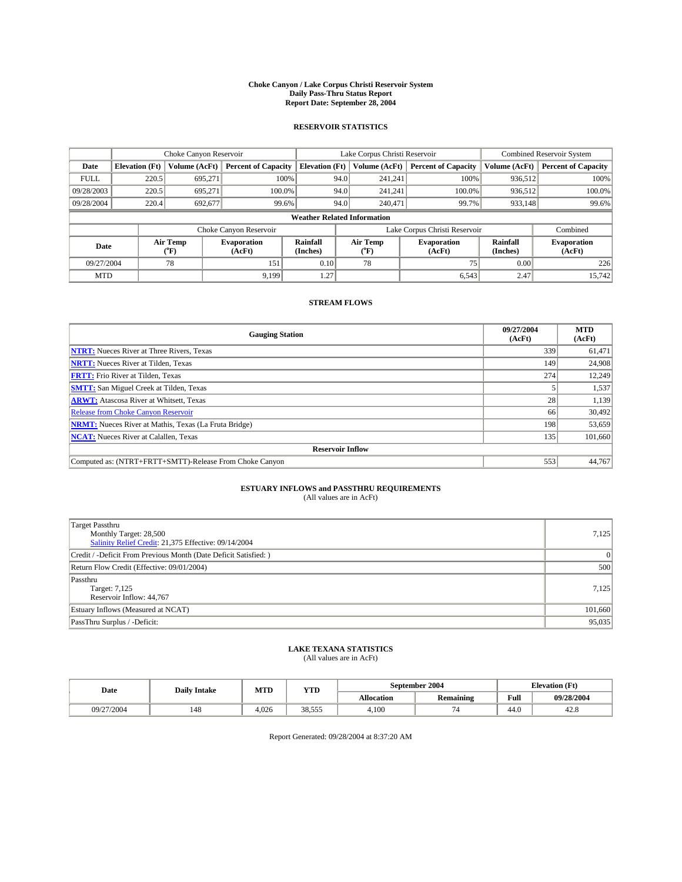# Choke Canyon / Lake Corpus Christi Reservoir System
## Daily Pass-Thru Status Report
### Report Date: September 28, 2004

## RESERVOIR STATISTICS

| | Choke Canyon Reservoir | | | Lake Corpus Christi Reservoir | | | Combined Reservoir System | |
|---|---|---|---|---|---|---|---|---|
| Date | Elevation (Ft) | Volume (AcFt) | Percent of Capacity | Elevation (Ft) | Volume (AcFt) | Percent of Capacity | Volume (AcFt) | Percent of Capacity |
| FULL | 220.5 | 695,271 | 100% | 94.0 | 241,241 | 100% | 936,512 | 100% |
| 09/28/2003 | 220.5 | 695,271 | 100.0% | 94.0 | 241,241 | 100.0% | 936,512 | 100.0% |
| 09/28/2004 | 220.4 | 692,677 | 99.6% | 94.0 | 240,471 | 99.7% | 933,148 | 99.6% |

### Weather Related Information

| | Choke Canyon Reservoir | | | Lake Corpus Christi Reservoir | | | Combined |
|---|---|---|---|---|---|---|---|
| Date | Air Temp (°F) | Evaporation (AcFt) | Rainfall (Inches) | Air Temp (°F) | Evaporation (AcFt) | Rainfall (Inches) | Evaporation (AcFt) |
| 09/27/2004 | 78 | 151 | 0.10 | 78 | 75 | 0.00 | 226 |
| MTD | | 9,199 | 1.27 | | 6,543 | 2.47 | 15,742 |

## STREAM FLOWS

| Gauging Station | 09/27/2004 (AcFt) | MTD (AcFt) |
|---|---|---|
| **NTRT:** Nueces River at Three Rivers, Texas | 339 | 61,471 |
| **NRTT:** Nueces River at Tilden, Texas | 149 | 24,908 |
| **FRTT:** Frio River at Tilden, Texas | 274 | 12,249 |
| **SMTT:** San Miguel Creek at Tilden, Texas | 5 | 1,537 |
| **ARWT:** Atascosa River at Whitsett, Texas | 28 | 1,139 |
| Release from Choke Canyon Reservoir | 66 | 30,492 |
| **NRMT:** Nueces River at Mathis, Texas (La Fruta Bridge) | 198 | 53,659 |
| **NCAT:** Nueces River at Calallen, Texas | 135 | 101,660 |
| **Reservoir Inflow** | | |
| Computed as: (NTRT+FRTT+SMTT)-Release From Choke Canyon | 553 | 44,767 |

## ESTUARY INFLOWS and PASSTHRU REQUIREMENTS
(All values are in AcFt)

| | |
|---|---|
| Target Passthru<br>Monthly Target: 28,500<br>Salinity Relief Credit: 21,375 Effective: 09/14/2004 | 7,125 |
| Credit / -Deficit From Previous Month (Date Deficit Satisfied: ) | 0 |
| Return Flow Credit (Effective: 09/01/2004) | 500 |
| Passthru<br>Target: 7,125<br>Reservoir Inflow: 44,767 | 7,125 |
| Estuary Inflows (Measured at NCAT) | 101,660 |
| PassThru Surplus / -Deficit: | 95,035 |

## LAKE TEXANA STATISTICS
(All values are in AcFt)

| Date | Daily Intake | MTD | YTD | September 2004 | | Elevation (Ft) | |
|---|---|---|---|---|---|---|---|
| | | | | Allocation | Remaining | Full | 09/28/2004 |
| 09/27/2004 | 148 | 4,026 | 38,555 | 4,100 | 74 | 44.0 | 42.8 |

Report Generated: 09/28/2004 at 8:37:20 AM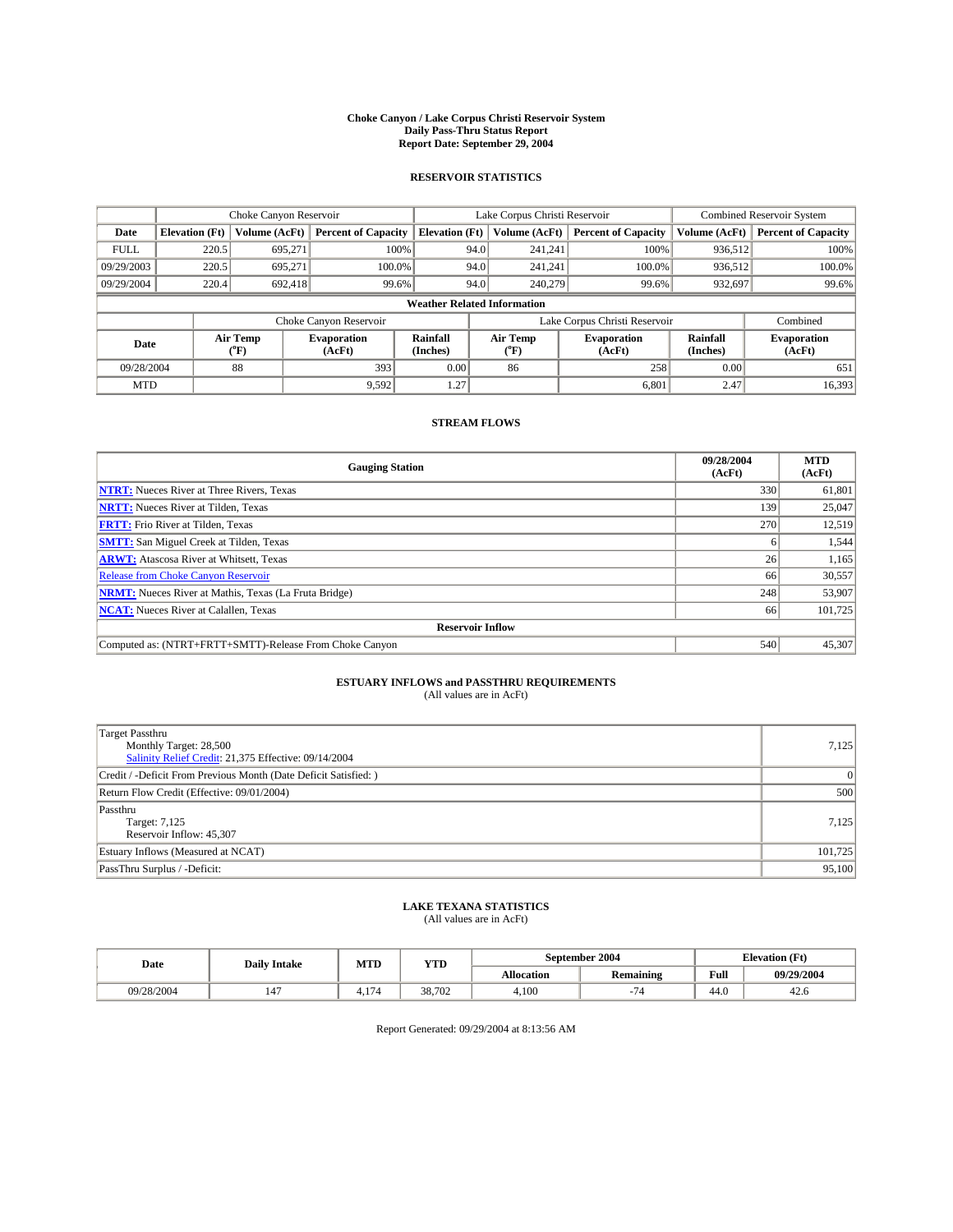# Choke Canyon / Lake Corpus Christi Reservoir System
## Daily Pass-Thru Status Report
## Report Date: September 29, 2004

### RESERVOIR STATISTICS

| | Choke Canyon Reservoir | | | Lake Corpus Christi Reservoir | | | Combined Reservoir System | |
|---|---|---|---|---|---|---|---|---|
| Date | Elevation (Ft) | Volume (AcFt) | Percent of Capacity | Elevation (Ft) | Volume (AcFt) | Percent of Capacity | Volume (AcFt) | Percent of Capacity |
| FULL | 220.5 | 695,271 | 100% | 94.0 | 241,241 | 100% | 936,512 | 100% |
| 09/29/2003 | 220.5 | 695,271 | 100.0% | 94.0 | 241,241 | 100.0% | 936,512 | 100.0% |
| 09/29/2004 | 220.4 | 692,418 | 99.6% | 94.0 | 240,279 | 99.6% | 932,697 | 99.6% |

**Weather Related Information**

| | Choke Canyon Reservoir | | | Lake Corpus Christi Reservoir | | | Combined |
|---|---|---|---|---|---|---|---|
| Date | Air Temp (°F) | Evaporation (AcFt) | Rainfall (Inches) | Air Temp (°F) | Evaporation (AcFt) | Rainfall (Inches) | Evaporation (AcFt) |
| 09/28/2004 | 88 | 393 | 0.00 | 86 | 258 | 0.00 | 651 |
| MTD | | 9,592 | 1.27 | | 6,801 | 2.47 | 16,393 |

### STREAM FLOWS

| Gauging Station | 09/28/2004 (AcFt) | MTD (AcFt) |
|---|---|---|
| NTRT: Nueces River at Three Rivers, Texas | 330 | 61,801 |
| NRTT: Nueces River at Tilden, Texas | 139 | 25,047 |
| FRTT: Frio River at Tilden, Texas | 270 | 12,519 |
| SMTT: San Miguel Creek at Tilden, Texas | 6 | 1,544 |
| ARWT: Atascosa River at Whitsett, Texas | 26 | 1,165 |
| Release from Choke Canyon Reservoir | 66 | 30,557 |
| NRMT: Nueces River at Mathis, Texas (La Fruta Bridge) | 248 | 53,907 |
| NCAT: Nueces River at Calallen, Texas | 66 | 101,725 |
| **Reservoir Inflow** | | |
| Computed as: (NTRT+FRTT+SMTT)-Release From Choke Canyon | 540 | 45,307 |

### ESTUARY INFLOWS and PASSTHRU REQUIREMENTS
(All values are in AcFt)

| | |
|---|---|
| Target Passthru<br>Monthly Target: 28,500<br>Salinity Relief Credit: 21,375 Effective: 09/14/2004 | 7,125 |
| Credit / -Deficit From Previous Month (Date Deficit Satisfied: ) | 0 |
| Return Flow Credit (Effective: 09/01/2004) | 500 |
| Passthru<br>Target: 7,125<br>Reservoir Inflow: 45,307 | 7,125 |
| Estuary Inflows (Measured at NCAT) | 101,725 |
| PassThru Surplus / -Deficit: | 95,100 |

### LAKE TEXANA STATISTICS
(All values are in AcFt)

| Date | Daily Intake | MTD | YTD | September 2004 | | Elevation (Ft) | |
|---|---|---|---|---|---|---|---|
| | | | | Allocation | Remaining | Full | 09/29/2004 |
| 09/28/2004 | 147 | 4,174 | 38,702 | 4,100 | -74 | 44.0 | 42.6 |

Report Generated: 09/29/2004 at 8:13:56 AM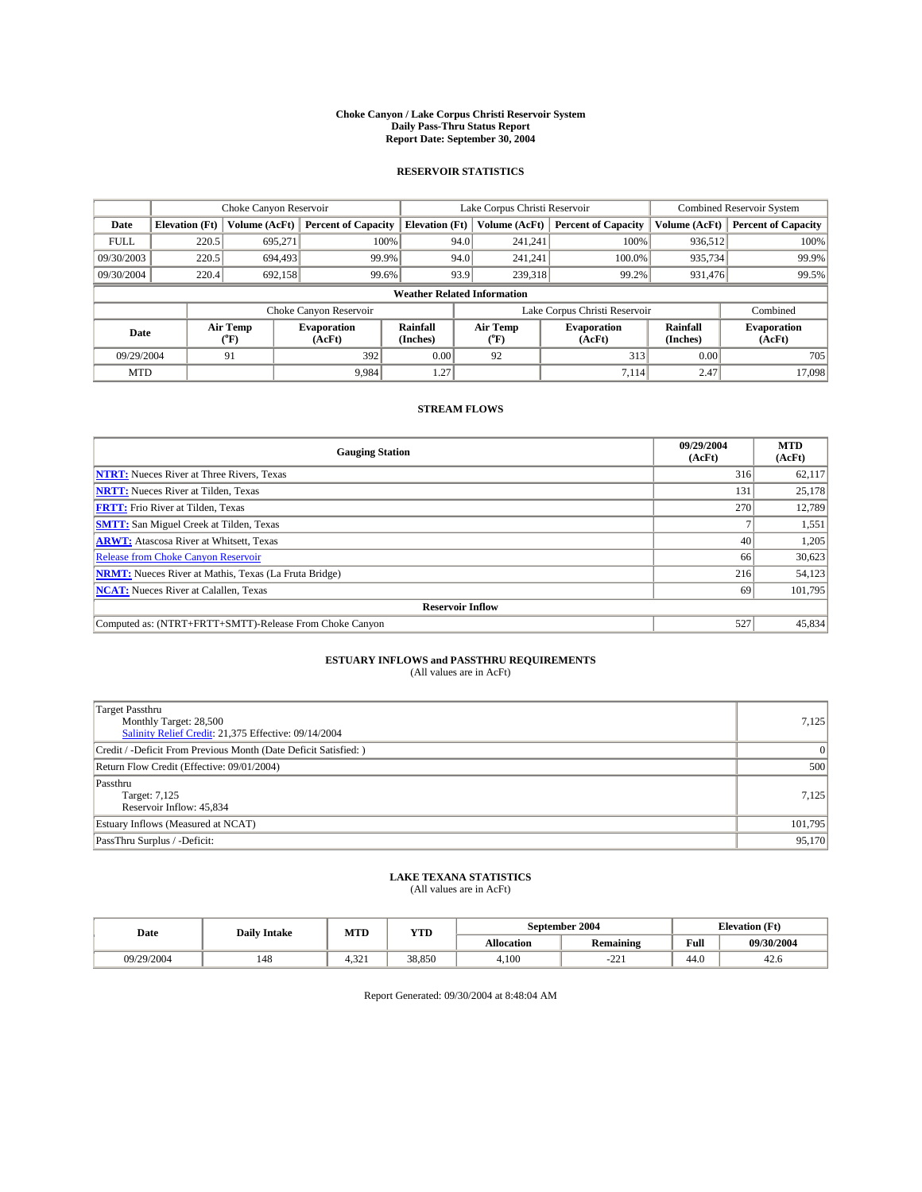**Choke Canyon / Lake Corpus Christi Reservoir System**
**Daily Pass-Thru Status Report**
**Report Date: September 30, 2004**

## RESERVOIR STATISTICS

| | Choke Canyon Reservoir | | | Lake Corpus Christi Reservoir | | | Combined Reservoir System | |
|---|---|---|---|---|---|---|---|---|
| Date | Elevation (Ft) | Volume (AcFt) | Percent of Capacity | Elevation (Ft) | Volume (AcFt) | Percent of Capacity | Volume (AcFt) | Percent of Capacity |
| FULL | 220.5 | 695,271 | 100% | 94.0 | 241,241 | 100% | 936,512 | 100% |
| 09/30/2003 | 220.5 | 694,493 | 99.9% | 94.0 | 241,241 | 100.0% | 935,734 | 99.9% |
| 09/30/2004 | 220.4 | 692,158 | 99.6% | 93.9 | 239,318 | 99.2% | 931,476 | 99.5% |

**Weather Related Information**

| | Choke Canyon Reservoir | | | Lake Corpus Christi Reservoir | | | Combined |
|---|---|---|---|---|---|---|---|
| Date | Air Temp (°F) | Evaporation (AcFt) | Rainfall (Inches) | Air Temp (°F) | Evaporation (AcFt) | Rainfall (Inches) | Evaporation (AcFt) |
| 09/29/2004 | 91 | 392 | 0.00 | 92 | 313 | 0.00 | 705 |
| MTD | | 9,984 | 1.27 | | 7,114 | 2.47 | 17,098 |

## STREAM FLOWS

| Gauging Station | 09/29/2004 (AcFt) | MTD (AcFt) |
|---|---|---|
| **NTRT:** Nueces River at Three Rivers, Texas | 316 | 62,117 |
| **NRTT:** Nueces River at Tilden, Texas | 131 | 25,178 |
| **FRTT:** Frio River at Tilden, Texas | 270 | 12,789 |
| **SMTT:** San Miguel Creek at Tilden, Texas | 7 | 1,551 |
| **ARWT:** Atascosa River at Whitsett, Texas | 40 | 1,205 |
| Release from Choke Canyon Reservoir | 66 | 30,623 |
| **NRMT:** Nueces River at Mathis, Texas (La Fruta Bridge) | 216 | 54,123 |
| **NCAT:** Nueces River at Calallen, Texas | 69 | 101,795 |
| **Reservoir Inflow** | | |
| Computed as: (NTRT+FRTT+SMTT)-Release From Choke Canyon | 527 | 45,834 |

## ESTUARY INFLOWS and PASSTHRU REQUIREMENTS

(All values are in AcFt)

| | |
|---|---|
| Target Passthru<br>Monthly Target: 28,500<br>Salinity Relief Credit: 21,375 Effective: 09/14/2004 | 7,125 |
| Credit / -Deficit From Previous Month (Date Deficit Satisfied: ) | 0 |
| Return Flow Credit (Effective: 09/01/2004) | 500 |
| Passthru<br>Target: 7,125<br>Reservoir Inflow: 45,834 | 7,125 |
| Estuary Inflows (Measured at NCAT) | 101,795 |
| PassThru Surplus / -Deficit: | 95,170 |

## LAKE TEXANA STATISTICS

(All values are in AcFt)

| Date | Daily Intake | MTD | YTD | September 2004 | | Elevation (Ft) | |
|---|---|---|---|---|---|---|---|
| | | | | Allocation | Remaining | Full | 09/30/2004 |
| 09/29/2004 | 148 | 4,321 | 38,850 | 4,100 | -221 | 44.0 | 42.6 |

Report Generated: 09/30/2004 at 8:48:04 AM